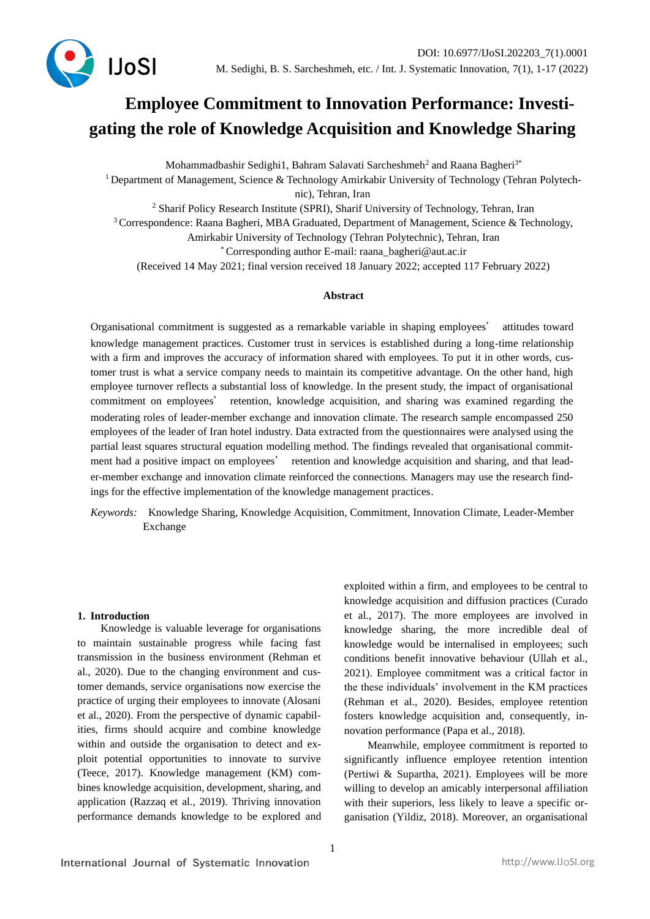# Employee Commitment to Innovation Performance: Investigating the role of Knowledge Acquisition and Knowledge Sharing

Mohammadbashir Sedighi1, Bahram Salavati Sarcheshmeh[2] and Raana Bagheri[3*]

[1] Department of Management, Science & Technology Amirkabir University of Technology (Tehran Polytechnic), Tehran, Iran

[2] Sharif Policy Research Institute (SPRI), Sharif University of Technology, Tehran, Iran

[3] Correspondence: Raana Bagheri, MBA Graduated, Department of Management, Science & Technology, Amirkabir University of Technology (Tehran Polytechnic), Tehran, Iran

[*] Corresponding author E-mail: raana_bagheri@aut.ac.ir

(Received 14 May 2021; final version received 18 January 2022; accepted 117 February 2022)

### Abstract

Organisational commitment is suggested as a remarkable variable in shaping employees' attitudes toward knowledge management practices. Customer trust in services is established during a long-time relationship with a firm and improves the accuracy of information shared with employees. To put it in other words, customer trust is what a service company needs to maintain its competitive advantage. On the other hand, high employee turnover reflects a substantial loss of knowledge. In the present study, the impact of organisational commitment on employees' retention, knowledge acquisition, and sharing was examined regarding the moderating roles of leader-member exchange and innovation climate. The research sample encompassed 250 employees of the leader of Iran hotel industry. Data extracted from the questionnaires were analysed using the partial least squares structural equation modelling method. The findings revealed that organisational commitment had a positive impact on employees' retention and knowledge acquisition and sharing, and that leader-member exchange and innovation climate reinforced the connections. Managers may use the research findings for the effective implementation of the knowledge management practices.

*Keywords:* Knowledge Sharing, Knowledge Acquisition, Commitment, Innovation Climate, Leader-Member Exchange

## 1. Introduction

Knowledge is valuable leverage for organisations to maintain sustainable progress while facing fast transmission in the business environment (Rehman et al., 2020). Due to the changing environment and customer demands, service organisations now exercise the practice of urging their employees to innovate (Alosani et al., 2020). From the perspective of dynamic capabilities, firms should acquire and combine knowledge within and outside the organisation to detect and exploit potential opportunities to innovate to survive (Teece, 2017). Knowledge management (KM) combines knowledge acquisition, development, sharing, and application (Razzaq et al., 2019). Thriving innovation performance demands knowledge to be explored and exploited within a firm, and employees to be central to knowledge acquisition and diffusion practices (Curado et al., 2017). The more employees are involved in knowledge sharing, the more incredible deal of knowledge would be internalised in employees; such conditions benefit innovative behaviour (Ullah et al., 2021). Employee commitment was a critical factor in the these individuals' involvement in the KM practices (Rehman et al., 2020). Besides, employee retention fosters knowledge acquisition and, consequently, innovation performance (Papa et al., 2018).

Meanwhile, employee commitment is reported to significantly influence employee retention intention (Pertiwi & Supartha, 2021). Employees will be more willing to develop an amicably interpersonal affiliation with their superiors, less likely to leave a specific organisation (Yildiz, 2018). Moreover, an organisational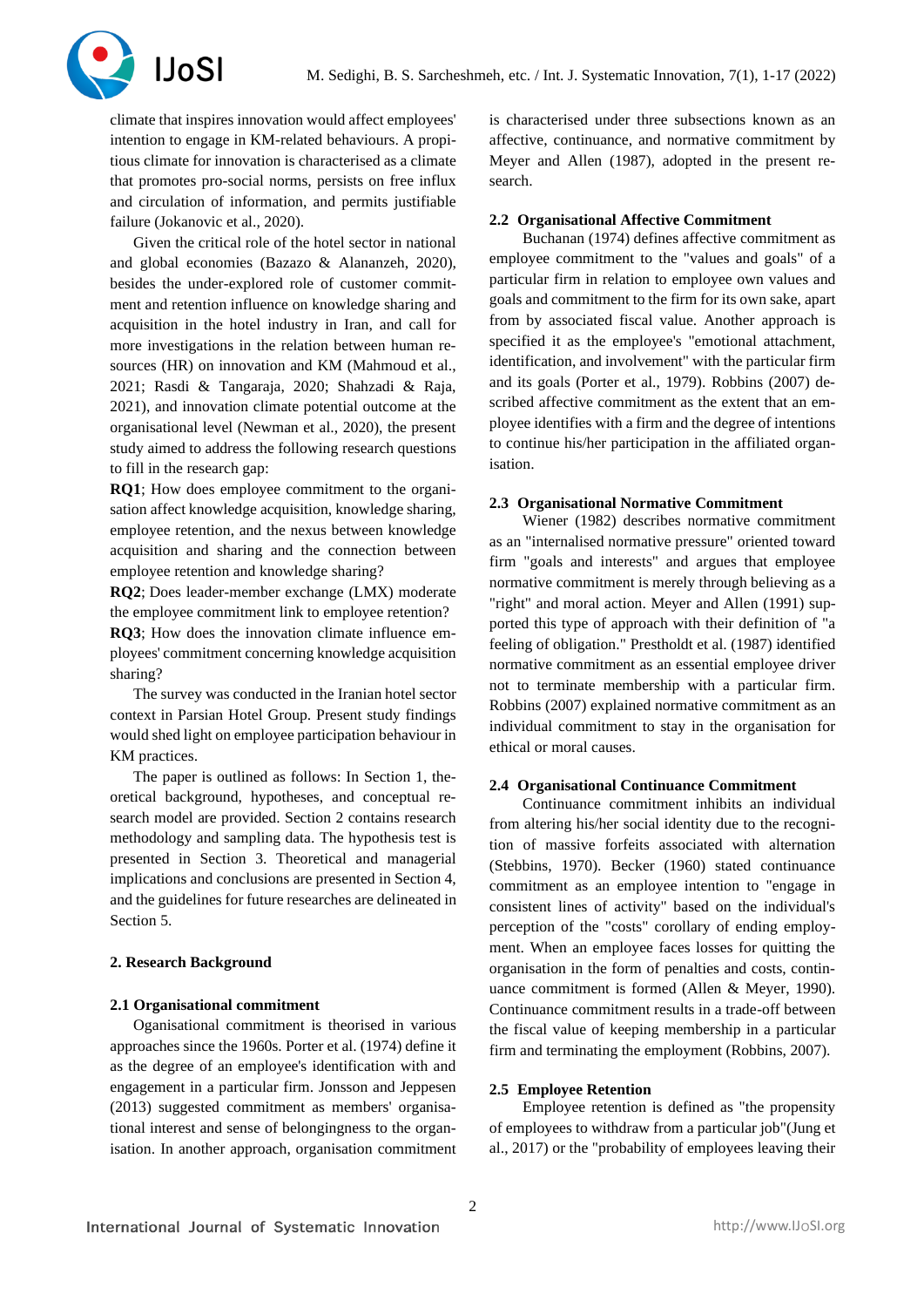climate that inspires innovation would affect employees' intention to engage in KM-related behaviours. A propitious climate for innovation is characterised as a climate that promotes pro-social norms, persists on free influx and circulation of information, and permits justifiable failure (Jokanovic et al., 2020).

Given the critical role of the hotel sector in national and global economies (Bazazo & Alananzeh, 2020), besides the under-explored role of customer commitment and retention influence on knowledge sharing and acquisition in the hotel industry in Iran, and call for more investigations in the relation between human resources (HR) on innovation and KM (Mahmoud et al., 2021; Rasdi & Tangaraja, 2020; Shahzadi & Raja, 2021), and innovation climate potential outcome at the organisational level (Newman et al., 2020), the present study aimed to address the following research questions to fill in the research gap:

**RQ1**; How does employee commitment to the organisation affect knowledge acquisition, knowledge sharing, employee retention, and the nexus between knowledge acquisition and sharing and the connection between employee retention and knowledge sharing?

**RQ2**; Does leader-member exchange (LMX) moderate the employee commitment link to employee retention?

**RQ3**; How does the innovation climate influence employees' commitment concerning knowledge acquisition sharing?

The survey was conducted in the Iranian hotel sector context in Parsian Hotel Group. Present study findings would shed light on employee participation behaviour in KM practices.

The paper is outlined as follows: In Section 1, theoretical background, hypotheses, and conceptual research model are provided. Section 2 contains research methodology and sampling data. The hypothesis test is presented in Section 3. Theoretical and managerial implications and conclusions are presented in Section 4, and the guidelines for future researches are delineated in Section 5.

## 2. Research Background

### 2.1 Organisational commitment

Oganisational commitment is theorised in various approaches since the 1960s. Porter et al. (1974) define it as the degree of an employee's identification with and engagement in a particular firm. Jonsson and Jeppesen (2013) suggested commitment as members' organisational interest and sense of belongingness to the organisation. In another approach, organisation commitment is characterised under three subsections known as an affective, continuance, and normative commitment by Meyer and Allen (1987), adopted in the present research.

### 2.2 Organisational Affective Commitment

Buchanan (1974) defines affective commitment as employee commitment to the "values and goals" of a particular firm in relation to employee own values and goals and commitment to the firm for its own sake, apart from by associated fiscal value. Another approach is specified it as the employee's "emotional attachment, identification, and involvement" with the particular firm and its goals (Porter et al., 1979). Robbins (2007) described affective commitment as the extent that an employee identifies with a firm and the degree of intentions to continue his/her participation in the affiliated organisation.

### 2.3 Organisational Normative Commitment

Wiener (1982) describes normative commitment as an "internalised normative pressure" oriented toward firm "goals and interests" and argues that employee normative commitment is merely through believing as a "right" and moral action. Meyer and Allen (1991) supported this type of approach with their definition of "a feeling of obligation." Prestholdt et al. (1987) identified normative commitment as an essential employee driver not to terminate membership with a particular firm. Robbins (2007) explained normative commitment as an individual commitment to stay in the organisation for ethical or moral causes.

### 2.4 Organisational Continuance Commitment

Continuance commitment inhibits an individual from altering his/her social identity due to the recognition of massive forfeits associated with alternation (Stebbins, 1970). Becker (1960) stated continuance commitment as an employee intention to "engage in consistent lines of activity" based on the individual's perception of the "costs" corollary of ending employment. When an employee faces losses for quitting the organisation in the form of penalties and costs, continuance commitment is formed (Allen & Meyer, 1990). Continuance commitment results in a trade-off between the fiscal value of keeping membership in a particular firm and terminating the employment (Robbins, 2007).

### 2.5 Employee Retention

Employee retention is defined as "the propensity of employees to withdraw from a particular job"(Jung et al., 2017) or the "probability of employees leaving their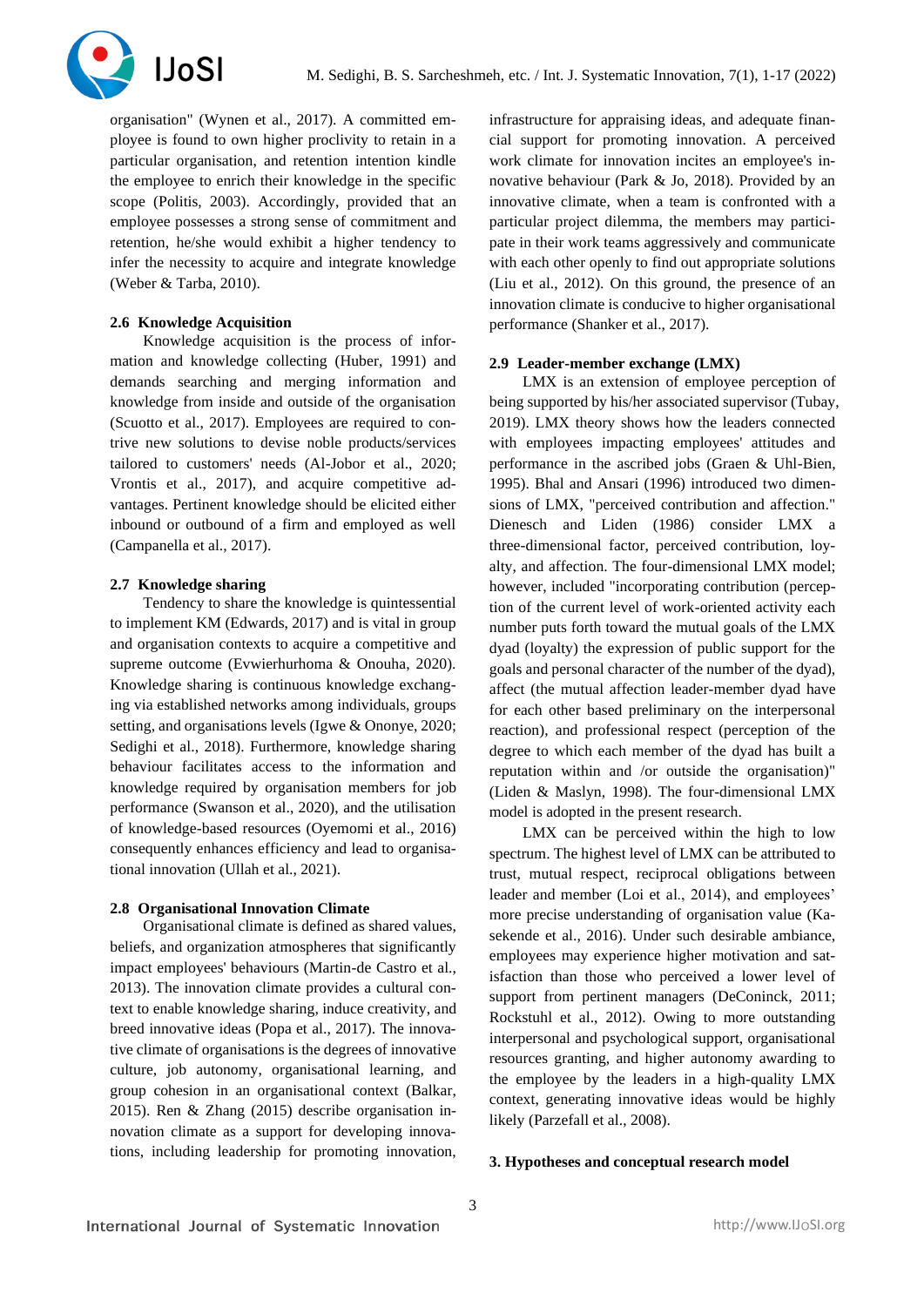organisation" (Wynen et al., 2017). A committed employee is found to own higher proclivity to retain in a particular organisation, and retention intention kindle the employee to enrich their knowledge in the specific scope (Politis, 2003). Accordingly, provided that an employee possesses a strong sense of commitment and retention, he/she would exhibit a higher tendency to infer the necessity to acquire and integrate knowledge (Weber & Tarba, 2010).

### 2.6 Knowledge Acquisition

Knowledge acquisition is the process of information and knowledge collecting (Huber, 1991) and demands searching and merging information and knowledge from inside and outside of the organisation (Scuotto et al., 2017). Employees are required to contrive new solutions to devise noble products/services tailored to customers' needs (Al-Jobor et al., 2020; Vrontis et al., 2017), and acquire competitive advantages. Pertinent knowledge should be elicited either inbound or outbound of a firm and employed as well (Campanella et al., 2017).

### 2.7 Knowledge sharing

Tendency to share the knowledge is quintessential to implement KM (Edwards, 2017) and is vital in group and organisation contexts to acquire a competitive and supreme outcome (Evwierhurhoma & Onouha, 2020). Knowledge sharing is continuous knowledge exchanging via established networks among individuals, groups setting, and organisations levels (Igwe & Ononye, 2020; Sedighi et al., 2018). Furthermore, knowledge sharing behaviour facilitates access to the information and knowledge required by organisation members for job performance (Swanson et al., 2020), and the utilisation of knowledge-based resources (Oyemomi et al., 2016) consequently enhances efficiency and lead to organisational innovation (Ullah et al., 2021).

### 2.8 Organisational Innovation Climate

Organisational climate is defined as shared values, beliefs, and organization atmospheres that significantly impact employees' behaviours (Martin-de Castro et al., 2013). The innovation climate provides a cultural context to enable knowledge sharing, induce creativity, and breed innovative ideas (Popa et al., 2017). The innovative climate of organisations is the degrees of innovative culture, job autonomy, organisational learning, and group cohesion in an organisational context (Balkar, 2015). Ren & Zhang (2015) describe organisation innovation climate as a support for developing innovations, including leadership for promoting innovation, infrastructure for appraising ideas, and adequate financial support for promoting innovation. A perceived work climate for innovation incites an employee's innovative behaviour (Park & Jo, 2018). Provided by an innovative climate, when a team is confronted with a particular project dilemma, the members may participate in their work teams aggressively and communicate with each other openly to find out appropriate solutions (Liu et al., 2012). On this ground, the presence of an innovation climate is conducive to higher organisational performance (Shanker et al., 2017).

### 2.9 Leader-member exchange (LMX)

LMX is an extension of employee perception of being supported by his/her associated supervisor (Tubay, 2019). LMX theory shows how the leaders connected with employees impacting employees' attitudes and performance in the ascribed jobs (Graen & Uhl-Bien, 1995). Bhal and Ansari (1996) introduced two dimensions of LMX, "perceived contribution and affection." Dienesch and Liden (1986) consider LMX a three-dimensional factor, perceived contribution, loyalty, and affection. The four-dimensional LMX model; however, included "incorporating contribution (perception of the current level of work-oriented activity each number puts forth toward the mutual goals of the LMX dyad (loyalty) the expression of public support for the goals and personal character of the number of the dyad), affect (the mutual affection leader-member dyad have for each other based preliminary on the interpersonal reaction), and professional respect (perception of the degree to which each member of the dyad has built a reputation within and /or outside the organisation)" (Liden & Maslyn, 1998). The four-dimensional LMX model is adopted in the present research.

LMX can be perceived within the high to low spectrum. The highest level of LMX can be attributed to trust, mutual respect, reciprocal obligations between leader and member (Loi et al., 2014), and employees' more precise understanding of organisation value (Kasekende et al., 2016). Under such desirable ambiance, employees may experience higher motivation and satisfaction than those who perceived a lower level of support from pertinent managers (DeConinck, 2011; Rockstuhl et al., 2012). Owing to more outstanding interpersonal and psychological support, organisational resources granting, and higher autonomy awarding to the employee by the leaders in a high-quality LMX context, generating innovative ideas would be highly likely (Parzefall et al., 2008).

## 3. Hypotheses and conceptual research model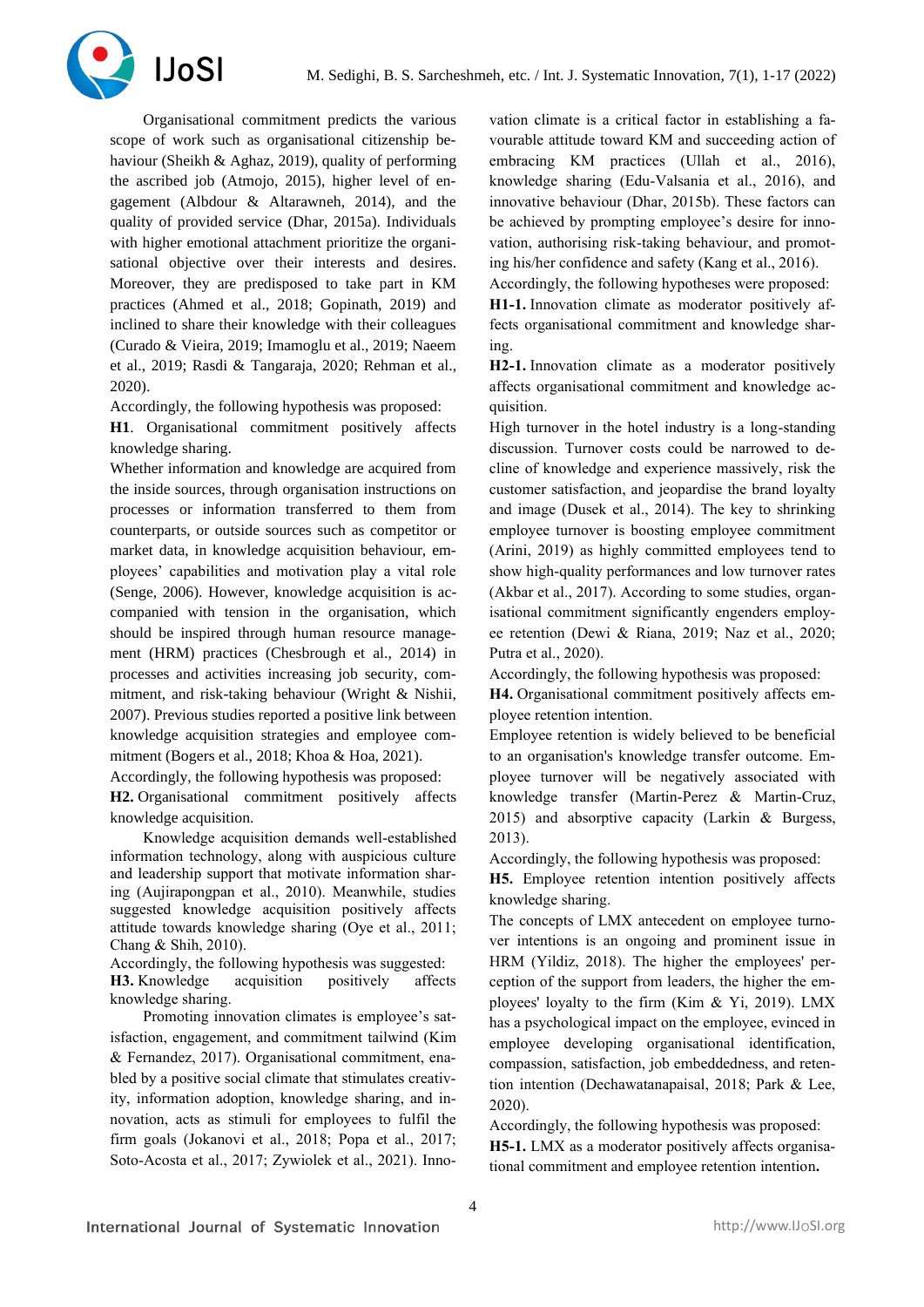Organisational commitment predicts the various scope of work such as organisational citizenship behaviour (Sheikh & Aghaz, 2019), quality of performing the ascribed job (Atmojo, 2015), higher level of engagement (Albdour & Altarawneh, 2014), and the quality of provided service (Dhar, 2015a). Individuals with higher emotional attachment prioritize the organisational objective over their interests and desires. Moreover, they are predisposed to take part in KM practices (Ahmed et al., 2018; Gopinath, 2019) and inclined to share their knowledge with their colleagues (Curado & Vieira, 2019; Imamoglu et al., 2019; Naeem et al., 2019; Rasdi & Tangaraja, 2020; Rehman et al., 2020).

Accordingly, the following hypothesis was proposed:

**H1**. Organisational commitment positively affects knowledge sharing.

Whether information and knowledge are acquired from the inside sources, through organisation instructions on processes or information transferred to them from counterparts, or outside sources such as competitor or market data, in knowledge acquisition behaviour, employees' capabilities and motivation play a vital role (Senge, 2006). However, knowledge acquisition is accompanied with tension in the organisation, which should be inspired through human resource management (HRM) practices (Chesbrough et al., 2014) in processes and activities increasing job security, commitment, and risk-taking behaviour (Wright & Nishii, 2007). Previous studies reported a positive link between knowledge acquisition strategies and employee commitment (Bogers et al., 2018; Khoa & Hoa, 2021).

Accordingly, the following hypothesis was proposed:

**H2.** Organisational commitment positively affects knowledge acquisition.

Knowledge acquisition demands well-established information technology, along with auspicious culture and leadership support that motivate information sharing (Aujirapongpan et al., 2010). Meanwhile, studies suggested knowledge acquisition positively affects attitude towards knowledge sharing (Oye et al., 2011; Chang & Shih, 2010).

Accordingly, the following hypothesis was suggested:

**H3.** Knowledge acquisition positively affects knowledge sharing.

Promoting innovation climates is employee's satisfaction, engagement, and commitment tailwind (Kim & Fernandez, 2017). Organisational commitment, enabled by a positive social climate that stimulates creativity, information adoption, knowledge sharing, and innovation, acts as stimuli for employees to fulfil the firm goals (Jokanovi et al., 2018; Popa et al., 2017; Soto-Acosta et al., 2017; Zywiolek et al., 2021). Innovation climate is a critical factor in establishing a favourable attitude toward KM and succeeding action of embracing KM practices (Ullah et al., 2016), knowledge sharing (Edu-Valsania et al., 2016), and innovative behaviour (Dhar, 2015b). These factors can be achieved by prompting employee's desire for innovation, authorising risk-taking behaviour, and promoting his/her confidence and safety (Kang et al., 2016).

Accordingly, the following hypotheses were proposed:

**H1-1.** Innovation climate as moderator positively affects organisational commitment and knowledge sharing.

**H2-1.** Innovation climate as a moderator positively affects organisational commitment and knowledge acquisition.

High turnover in the hotel industry is a long-standing discussion. Turnover costs could be narrowed to decline of knowledge and experience massively, risk the customer satisfaction, and jeopardise the brand loyalty and image (Dusek et al., 2014). The key to shrinking employee turnover is boosting employee commitment (Arini, 2019) as highly committed employees tend to show high-quality performances and low turnover rates (Akbar et al., 2017). According to some studies, organisational commitment significantly engenders employee retention (Dewi & Riana, 2019; Naz et al., 2020; Putra et al., 2020).

Accordingly, the following hypothesis was proposed:

**H4.** Organisational commitment positively affects employee retention intention.

Employee retention is widely believed to be beneficial to an organisation's knowledge transfer outcome. Employee turnover will be negatively associated with knowledge transfer (Martin-Perez & Martin-Cruz, 2015) and absorptive capacity (Larkin & Burgess, 2013).

Accordingly, the following hypothesis was proposed:

**H5.** Employee retention intention positively affects knowledge sharing.

The concepts of LMX antecedent on employee turnover intentions is an ongoing and prominent issue in HRM (Yildiz, 2018). The higher the employees' perception of the support from leaders, the higher the employees' loyalty to the firm (Kim & Yi, 2019). LMX has a psychological impact on the employee, evinced in employee developing organisational identification, compassion, satisfaction, job embeddedness, and retention intention (Dechawatanapaisal, 2018; Park & Lee, 2020).

Accordingly, the following hypothesis was proposed:

**H5-1.** LMX as a moderator positively affects organisational commitment and employee retention intention**.**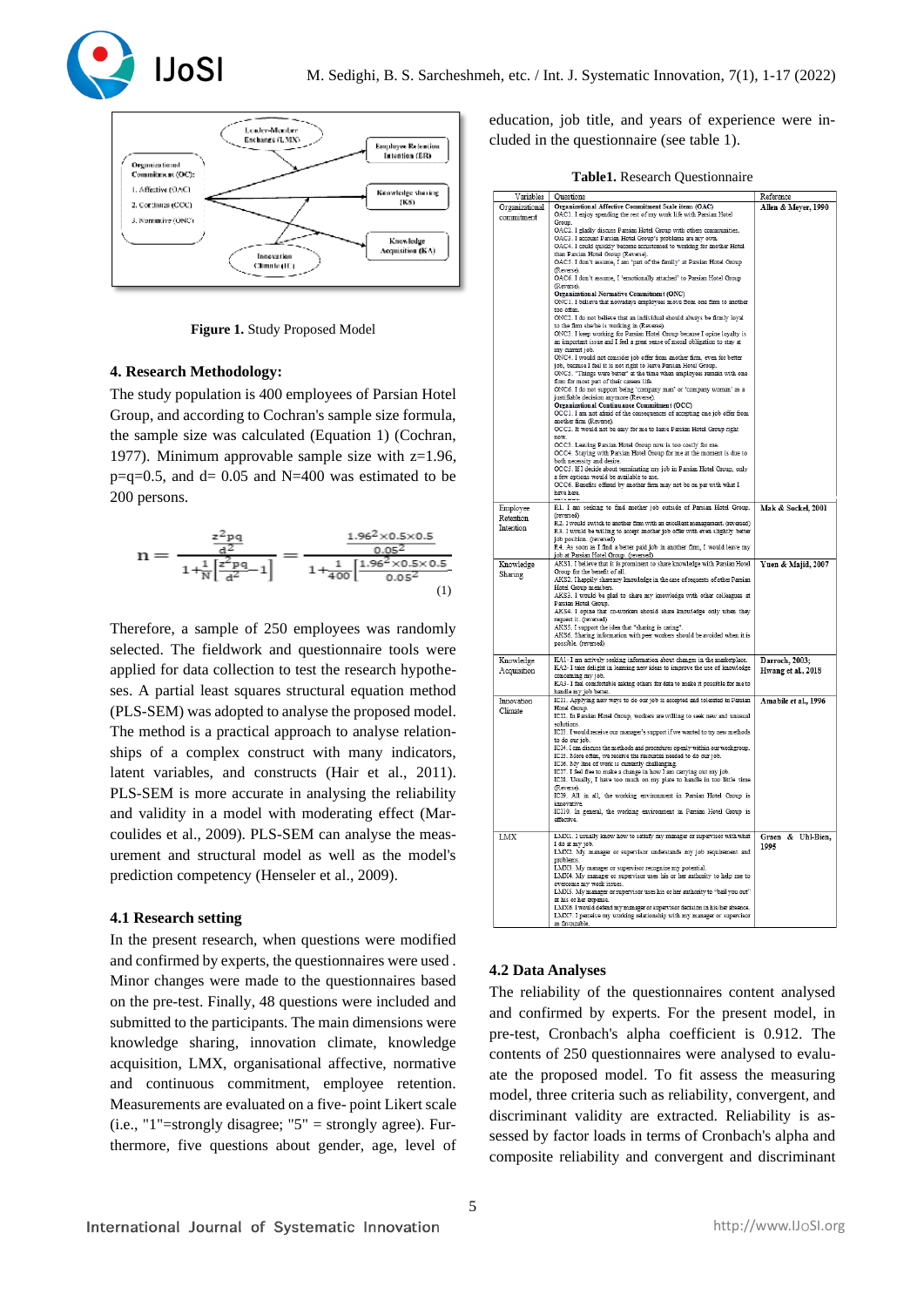Figure 1. Study Proposed Model

### 4. Research Methodology:

The study population is 400 employees of Parsian Hotel Group, and according to Cochran's sample size formula, the sample size was calculated (Equation 1) (Cochran, 1977). Minimum approvable sample size with z=1.96, p=q=0.5, and d= 0.05 and N=400 was estimated to be 200 persons.

$$n = \frac{\frac{z^2pq}{d^2}}{1+\frac{1}{N}\left[\frac{z^2pq}{d^2}-1\right]} = \frac{\frac{1.96^2\times0.5\times0.5}{0.05^2}}{1+\frac{1}{400}\left[\frac{1.96^2\times0.5\times0.5}{0.05^2}\right]} \quad (1)$$

Therefore, a sample of 250 employees was randomly selected. The fieldwork and questionnaire tools were applied for data collection to test the research hypotheses. A partial least squares structural equation method (PLS-SEM) was adopted to analyse the proposed model. The method is a practical approach to analyse relationships of a complex construct with many indicators, latent variables, and constructs (Hair et al., 2011). PLS-SEM is more accurate in analysing the reliability and validity in a model with moderating effect (Marcoulides et al., 2009). PLS-SEM can analyse the measurement and structural model as well as the model's prediction competency (Henseler et al., 2009).

#### 4.1 Research setting

In the present research, when questions were modified and confirmed by experts, the questionnaires were used . Minor changes were made to the questionnaires based on the pre-test. Finally, 48 questions were included and submitted to the participants. The main dimensions were knowledge sharing, innovation climate, knowledge acquisition, LMX, organisational affective, normative and continuous commitment, employee retention. Measurements are evaluated on a five- point Likert scale (i.e., "1"=strongly disagree; "5" = strongly agree). Furthermore, five questions about gender, age, level of education, job title, and years of experience were included in the questionnaire (see table 1).

**Table1.** Research Questionnaire

| Variables | Questions | Reference |
|---|---|---|
| Organizational commitment | **Organizational Affective Commitment Scale items (OAC)**<br>OAC1. I enjoy spending the rest of my work life with Parsian Hotel Group.<br>OAC2. I gladly discuss Parsian Hotel Group with others communities.<br>OAC3. I account Parsian Hotel Group's problems are my own.<br>OAC4. I could quickly become accustomed to working for another Hotel than Parsian Hotel Group (Reverse).<br>OAC5. I don't assume, I am "part of the family" at Parsian Hotel Group (Reverse).<br>OAC6. I don't assume, I "emotionally attached" to Parsian Hotel Group (Reverse).<br>**Organizational Normative Commitment (ONC)**<br>ONC1. I believe that nowadays employees move from one firm to another too often.<br>ONC2. I do not believe that an individual should always be firmly loyal to the firm she/he is working in (Reverse).<br>ONC3. I keep working for Parsian Hotel Group because I opine loyalty is an important issue and I feel a great sense of moral obligation to stay at my current job.<br>ONC4. I would not consider job offer from another firm, even for better job, because I feel it is not right to leave Parsian Hotel Group.<br>ONC5. "Things were better" at the time when employees remain with one firm for most part of their career life.<br>ONC6. I do not support being 'company man' or 'company woman' as a justifiable decision anymore (Reverse).<br>**Organizational Continuance Commitment (OCC)**<br>OCC1. I am not afraid of the consequences of accepting one job offer from another firm (Reverse).<br>OCC2. It would not be easy for me to leave Parsian Hotel Group right now.<br>OCC3. Leaving Parsian Hotel Group now is too costly for me.<br>OCC4. Staying with Parsian Hotel Group for me at the moment is due to both necessity and desire.<br>OCC5. If I decide about terminating my job in Parsian Hotel Group, only a few options would be available to me.<br>OCC6. Benefits offered by another firm may not be on par with what I have here. | **Allen & Meyer, 1990** |
| Employee Retention Intention | R1. I am not seeking to find another job outside of Parsian Hotel Group. (reversed)<br>R2. I would switch to another firm with an excellent management. (reversed)<br>R3. I would be willing to accept another job offer with even slightly better job position. (reversed)<br>R4. As soon as I find a better paid job in another firm, I would leave my job at Parsian Hotel Group. (reversed) | **Mak & Sockel, 2001** |
| Knowledge Sharing | AKS1. I believe that it is prominent to share knowledge with Parsian Hotel Group for the benefit of all.<br>AKS2. I happily share my knowledge in the case of requests of other Parsian Hotel Group members.<br>AKS3. I would be glad to share my knowledge with other colleagues at Parsian Hotel Group.<br>AKS4. I opine that co-workers should share knowledge only when they request it. (reversed)<br>AKS5. I support the idea that "sharing is caring".<br>AKS6. Sharing information with peer workers should be avoided when it is possible. (reversed) | **Yuen & Majid, 2007** |
| Knowledge Acquisition | KA1- I am actively seeking information about changes in the marketplace.<br>KA2- I take delight in learning new ideas to improve the use of knowledge concerning my job.<br>KA3- I feel comfortable asking others for data to make it possible for me to handle my job better. | **Darroch, 2003; Hwang et al., 2018** |
| Innovation Climate | IC1. Applying new ways to do our job is accepted and tolerated in Parsian Hotel Group.<br>IC2. In Parsian Hotel Group, workers are willing to seek new and unusual solutions.<br>IC3. I would receive our manager's support if we wanted to try new methods to do our job.<br>IC4. I can discuss the methods and procedures openly within our workgroup.<br>IC5. More often, we receive the resources needed to do our job.<br>IC6. My line of work is currently challenging.<br>IC7. I feel free to make a change in how I am carrying out my job.<br>IC8. Usually, I have too much on my plate to handle in too little time (Reverse).<br>IC9. All in all, the working environment in Parsian Hotel Group is innovative.<br>IC10. In general, the working environment in Parsian Hotel Group is effective. | **Amabile et al., 1996** |
| LMX | LMX1. I usually know how to satisfy my manager or supervisor with what I do at my job.<br>LMX2. My manager or supervisor understands my job requirement and problems.<br>LMX3. My manager or supervisor recognize my potential.<br>LMX4. My manager or supervisor uses his or her authority to help me to overcome my work issues.<br>LMX5. My manager or supervisor uses his or her authority to "bail you out" at his or her expense.<br>LMX6. I would defend my manager or supervisor decision in his/her absence.<br>LMX7. I perceive my working relationship with my manager or supervisor as favourable. | **Graen & Uhl-Bien, 1995** |

#### 4.2 Data Analyses

The reliability of the questionnaires content analysed and confirmed by experts. For the present model, in pre-test, Cronbach's alpha coefficient is 0.912. The contents of 250 questionnaires were analysed to evaluate the proposed model. To fit assess the measuring model, three criteria such as reliability, convergent, and discriminant validity are extracted. Reliability is assessed by factor loads in terms of Cronbach's alpha and composite reliability and convergent and discriminant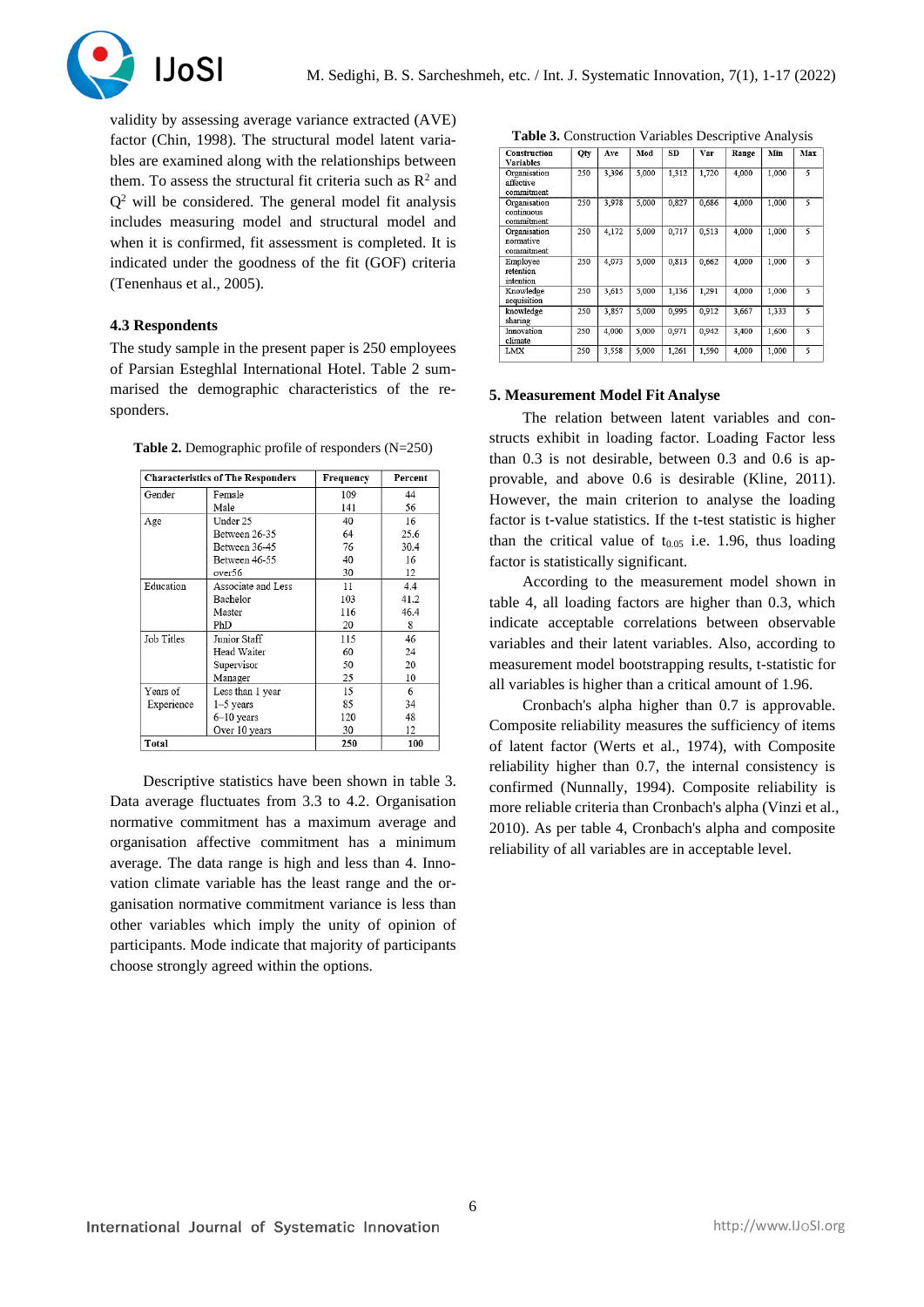validity by assessing average variance extracted (AVE) factor (Chin, 1998). The structural model latent variables are examined along with the relationships between them. To assess the structural fit criteria such as $R^2$ and $Q^2$ will be considered. The general model fit analysis includes measuring model and structural model and when it is confirmed, fit assessment is completed. It is indicated under the goodness of the fit (GOF) criteria (Tenenhaus et al., 2005).

### 4.3 Respondents

The study sample in the present paper is 250 employees of Parsian Esteghlal International Hotel. Table 2 summarised the demographic characteristics of the responders.

**Table 2.** Demographic profile of responders (N=250)

| Characteristics of The Responders | | Frequency | Percent |
|---|---|---|---|
| Gender | Female | 109 | 44 |
| | Male | 141 | 56 |
| Age | Under 25 | 40 | 16 |
| | Between 26-35 | 64 | 25.6 |
| | Between 36-45 | 76 | 30.4 |
| | Between 46-55 | 40 | 16 |
| | over56 | 30 | 12 |
| Education | Associate and Less | 11 | 4.4 |
| | Bachelor | 103 | 41.2 |
| | Master | 116 | 46.4 |
| | PhD | 20 | 8 |
| Job Titles | Junior Staff | 115 | 46 |
| | Head Waiter | 60 | 24 |
| | Supervisor | 50 | 20 |
| | Manager | 25 | 10 |
| Years of Experience | Less than 1 year | 15 | 6 |
| | 1–5 years | 85 | 34 |
| | 6–10 years | 120 | 48 |
| | Over 10 years | 30 | 12 |
| Total | | 250 | 100 |

Descriptive statistics have been shown in table 3. Data average fluctuates from 3.3 to 4.2. Organisation normative commitment has a maximum average and organisation affective commitment has a minimum average. The data range is high and less than 4. Innovation climate variable has the least range and the organisation normative commitment variance is less than other variables which imply the unity of opinion of participants. Mode indicate that majority of participants choose strongly agreed within the options.

**Table 3.** Construction Variables Descriptive Analysis

| Construction Variables | Qty | Ave | Mod | SD | Var | Range | Min | Max |
|---|---|---|---|---|---|---|---|---|
| Organisation affective commitment | 250 | 3,396 | 5,000 | 1,312 | 1,720 | 4,000 | 1,000 | 5 |
| Organisation continuous commitment | 250 | 3,978 | 5,000 | 0,827 | 0,686 | 4,000 | 1,000 | 5 |
| Organisation normative commitment | 250 | 4,172 | 5,000 | 0,717 | 0,513 | 4,000 | 1,000 | 5 |
| Employee retention intention | 250 | 4,073 | 5,000 | 0,813 | 0,662 | 4,000 | 1,000 | 5 |
| Knowledge acquisition | 250 | 3,615 | 5,000 | 1,136 | 1,291 | 4,000 | 1,000 | 5 |
| knowledge sharing | 250 | 3,857 | 5,000 | 0,995 | 0,912 | 3,667 | 1,333 | 5 |
| Innovation climate | 250 | 4,000 | 5,000 | 0,971 | 0,942 | 3,400 | 1,600 | 5 |
| LMX | 250 | 3,558 | 5,000 | 1,261 | 1,590 | 4,000 | 1,000 | 5 |

## 5. Measurement Model Fit Analyse

The relation between latent variables and constructs exhibit in loading factor. Loading Factor less than 0.3 is not desirable, between 0.3 and 0.6 is approvable, and above 0.6 is desirable (Kline, 2011). However, the main criterion to analyse the loading factor is t-value statistics. If the t-test statistic is higher than the critical value of $t_{0.05}$ i.e. 1.96, thus loading factor is statistically significant.

According to the measurement model shown in table 4, all loading factors are higher than 0.3, which indicate acceptable correlations between observable variables and their latent variables. Also, according to measurement model bootstrapping results, t-statistic for all variables is higher than a critical amount of 1.96.

Cronbach's alpha higher than 0.7 is approvable. Composite reliability measures the sufficiency of items of latent factor (Werts et al., 1974), with Composite reliability higher than 0.7, the internal consistency is confirmed (Nunnally, 1994). Composite reliability is more reliable criteria than Cronbach's alpha (Vinzi et al., 2010). As per table 4, Cronbach's alpha and composite reliability of all variables are in acceptable level.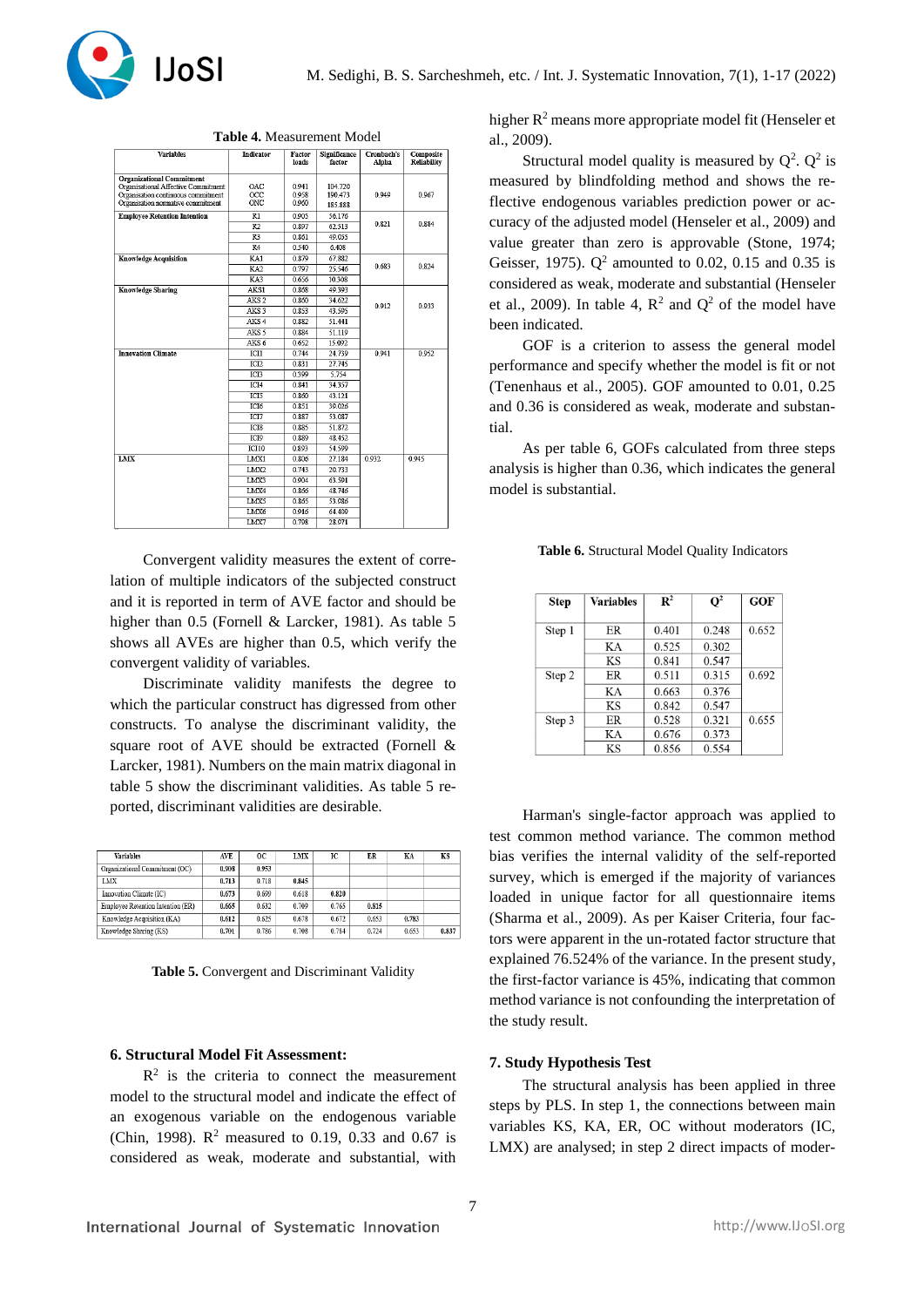**Table 4.** Measurement Model

| Variables | Indicator | Factor loads | Significance factor | Cronbach's Alpha | Composite Reliability |
|---|---|---|---|---|---|
| **Organizational Commitment** | | | | | |
| Organizational Affective Commitment | OAC | 0.941 | 104.720 | 0.949 | 0.967 |
| Organization continuous commitment | OCC | 0.958 | 190.473 | | |
| Organization normative commitment | ONC | 0.960 | 185.888 | | |
| **Employee Retention Intention** | R1 | 0.905 | 56.176 | 0.821 | 0.884 |
| | R2 | 0.897 | 62.513 | | |
| | R3 | 0.861 | 49.055 | | |
| | R4 | 0.540 | 6.408 | | |
| **Knowledge Acquisition** | KA1 | 0.879 | 67.882 | 0.683 | 0.824 |
| | KA2 | 0.797 | 25.546 | | |
| | KA3 | 0.656 | 10.308 | | |
| **Knowledge Sharing** | AKS1 | 0.858 | 49.393 | 0.912 | 0.933 |
| | AKS 2 | 0.860 | 34.622 | | |
| | AKS 3 | 0.853 | 43.595 | | |
| | AKS 4 | 0.882 | 51.441 | | |
| | AKS 5 | 0.884 | 51.119 | | |
| | AKS 6 | 0.652 | 15.092 | | |
| **Innovation Climate** | ICI1 | 0.744 | 24.739 | 0.941 | 0.952 |
| | ICI2 | 0.831 | 27.745 | | |
| | ICI3 | 0.599 | 5.754 | | |
| | ICI4 | 0.841 | 34.357 | | |
| | ICI5 | 0.860 | 43.121 | | |
| | ICI6 | 0.851 | 30.026 | | |
| | ICI7 | 0.887 | 53.087 | | |
| | ICI8 | 0.885 | 51.872 | | |
| | ICI9 | 0.889 | 48.452 | | |
| | ICI10 | 0.893 | 54.599 | | |
| **LMX** | LMX1 | 0.806 | 27.184 | 0.932 | 0.945 |
| | LMX2 | 0.743 | 20.733 | | |
| | LMX3 | 0.904 | 63.591 | | |
| | LMX4 | 0.866 | 48.746 | | |
| | LMX5 | 0.865 | 53.086 | | |
| | LMX6 | 0.916 | 64.409 | | |
| | LMX7 | 0.708 | 28.971 | | |

Convergent validity measures the extent of correlation of multiple indicators of the subjected construct and it is reported in term of AVE factor and should be higher than 0.5 (Fornell & Larcker, 1981). As table 5 shows all AVEs are higher than 0.5, which verify the convergent validity of variables.

Discriminate validity manifests the degree to which the particular construct has digressed from other constructs. To analyse the discriminant validity, the square root of AVE should be extracted (Fornell & Larcker, 1981). Numbers on the main matrix diagonal in table 5 show the discriminant validities. As table 5 reported, discriminant validities are desirable.

| Variables | AVE | OC | LMX | IC | ER | KA | KS |
|---|---|---|---|---|---|---|---|
| Organizational Commitment (OC) | 0.908 | 0.953 | | | | | |
| LMX | 0.713 | 0.718 | 0.845 | | | | |
| Innovation Climate (IC) | 0.673 | 0.699 | 0.618 | 0.820 | | | |
| Employee Retention Intention (ER) | 0.665 | 0.632 | 0.709 | 0.765 | 0.815 | | |
| Knowledge Acquisition (KA) | 0.612 | 0.625 | 0.678 | 0.672 | 0.653 | 0.783 | |
| Knowledge Sharing (KS) | 0.701 | 0.786 | 0.708 | 0.714 | 0.724 | 0.653 | 0.837 |

**Table 5.** Convergent and Discriminant Validity

## 6. Structural Model Fit Assessment:

$R^2$ is the criteria to connect the measurement model to the structural model and indicate the effect of an exogenous variable on the endogenous variable (Chin, 1998). $R^2$ measured to 0.19, 0.33 and 0.67 is considered as weak, moderate and substantial, with higher $R^2$ means more appropriate model fit (Henseler et al., 2009).

Structural model quality is measured by $Q^2$. $Q^2$ is measured by blindfolding method and shows the reflective endogenous variables prediction power or accuracy of the adjusted model (Henseler et al., 2009) and value greater than zero is approvable (Stone, 1974; Geisser, 1975). $Q^2$ amounted to 0.02, 0.15 and 0.35 is considered as weak, moderate and substantial (Henseler et al., 2009). In table 4, $R^2$ and $Q^2$ of the model have been indicated.

GOF is a criterion to assess the general model performance and specify whether the model is fit or not (Tenenhaus et al., 2005). GOF amounted to 0.01, 0.25 and 0.36 is considered as weak, moderate and substantial.

As per table 6, GOFs calculated from three steps analysis is higher than 0.36, which indicates the general model is substantial.

**Table 6.** Structural Model Quality Indicators

| Step | Variables | $R^2$ | $Q^2$ | GOF |
|---|---|---|---|---|
| Step 1 | ER | 0.401 | 0.248 | 0.652 |
| | KA | 0.525 | 0.302 | |
| | KS | 0.841 | 0.547 | |
| Step 2 | ER | 0.511 | 0.315 | 0.692 |
| | KA | 0.663 | 0.376 | |
| | KS | 0.842 | 0.547 | |
| Step 3 | ER | 0.528 | 0.321 | 0.655 |
| | KA | 0.676 | 0.373 | |
| | KS | 0.856 | 0.554 | |

Harman's single-factor approach was applied to test common method variance. The common method bias verifies the internal validity of the self-reported survey, which is emerged if the majority of variances loaded in unique factor for all questionnaire items (Sharma et al., 2009). As per Kaiser Criteria, four factors were apparent in the un-rotated factor structure that explained 76.524% of the variance. In the present study, the first-factor variance is 45%, indicating that common method variance is not confounding the interpretation of the study result.

## 7. Study Hypothesis Test

The structural analysis has been applied in three steps by PLS. In step 1, the connections between main variables KS, KA, ER, OC without moderators (IC, LMX) are analysed; in step 2 direct impacts of moder-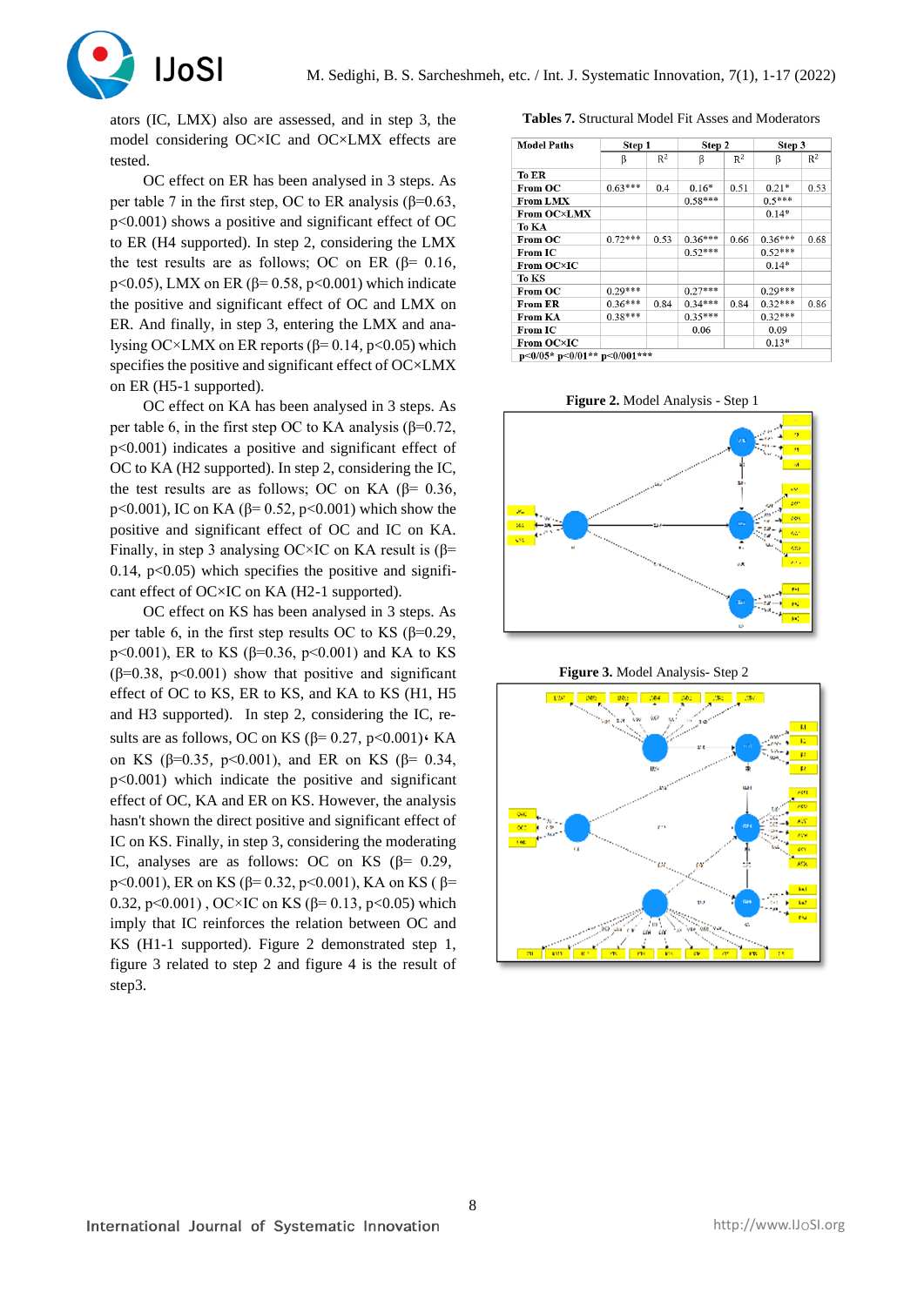ators (IC, LMX) also are assessed, and in step 3, the model considering OC×IC and OC×LMX effects are tested.

OC effect on ER has been analysed in 3 steps. As per table 7 in the first step, OC to ER analysis (β=0.63, p<0.001) shows a positive and significant effect of OC to ER (H4 supported). In step 2, considering the LMX the test results are as follows; OC on ER (β= 0.16, p<0.05), LMX on ER (β= 0.58, p<0.001) which indicate the positive and significant effect of OC and LMX on ER. And finally, in step 3, entering the LMX and analysing OC×LMX on ER reports (β= 0.14, p<0.05) which specifies the positive and significant effect of OC×LMX on ER (H5-1 supported).

OC effect on KA has been analysed in 3 steps. As per table 6, in the first step OC to KA analysis (β=0.72, p<0.001) indicates a positive and significant effect of OC to KA (H2 supported). In step 2, considering the IC, the test results are as follows; OC on KA (β= 0.36, p<0.001), IC on KA (β= 0.52, p<0.001) which show the positive and significant effect of OC and IC on KA. Finally, in step 3 analysing OC×IC on KA result is (β= 0.14, p<0.05) which specifies the positive and significant effect of OC×IC on KA (H2-1 supported).

OC effect on KS has been analysed in 3 steps. As per table 6, in the first step results OC to KS (β=0.29, p<0.001), ER to KS (β=0.36, p<0.001) and KA to KS (β=0.38, p<0.001) show that positive and significant effect of OC to KS, ER to KS, and KA to KS (H1, H5 and H3 supported). In step 2, considering the IC, results are as follows, OC on KS (β= 0.27, p<0.001)، KA on KS (β=0.35, p<0.001), and ER on KS (β= 0.34, p<0.001) which indicate the positive and significant effect of OC, KA and ER on KS. However, the analysis hasn't shown the direct positive and significant effect of IC on KS. Finally, in step 3, considering the moderating IC, analyses are as follows: OC on KS (β= 0.29, p<0.001), ER on KS (β= 0.32, p<0.001), KA on KS ( β= 0.32, p<0.001) , OC×IC on KS (β= 0.13, p<0.05) which imply that IC reinforces the relation between OC and KS (H1-1 supported). Figure 2 demonstrated step 1, figure 3 related to step 2 and figure 4 is the result of step3.

**Tables 7.** Structural Model Fit Asses and Moderators

| Model Paths | Step 1 | | Step 2 | | Step 3 | |
|---|---|---|---|---|---|---|
| | β | $R^2$ | β | $R^2$ | β | $R^2$ |
| **To ER** | | | | | | |
| **From OC** | 0.63*** | 0.4 | 0.16* | 0.51 | 0.21* | 0.53 |
| **From LMX** | | | 0.58*** | | 0.5*** | |
| **From OC×LMX** | | | | | 0.14* | |
| **To KA** | | | | | | |
| **From OC** | 0.72*** | 0.53 | 0.36*** | 0.66 | 0.36*** | 0.68 |
| **From IC** | | | 0.52*** | | 0.52*** | |
| **From OC×IC** | | | | | 0.14* | |
| **To KS** | | | | | | |
| **From OC** | 0.29*** | | 0.27*** | | 0.29*** | |
| **From ER** | 0.36*** | 0.84 | 0.34*** | 0.84 | 0.32*** | 0.86 |
| **From KA** | 0.38*** | | 0.35*** | | 0.32*** | |
| **From IC** | | | 0.06 | | 0.09 | |
| **From OC×IC** | | | | | 0.13* | |

p<0/05* p<0/01** p<0/001***

**Figure 2.** Model Analysis - Step 1

**Figure 3.** Model Analysis- Step 2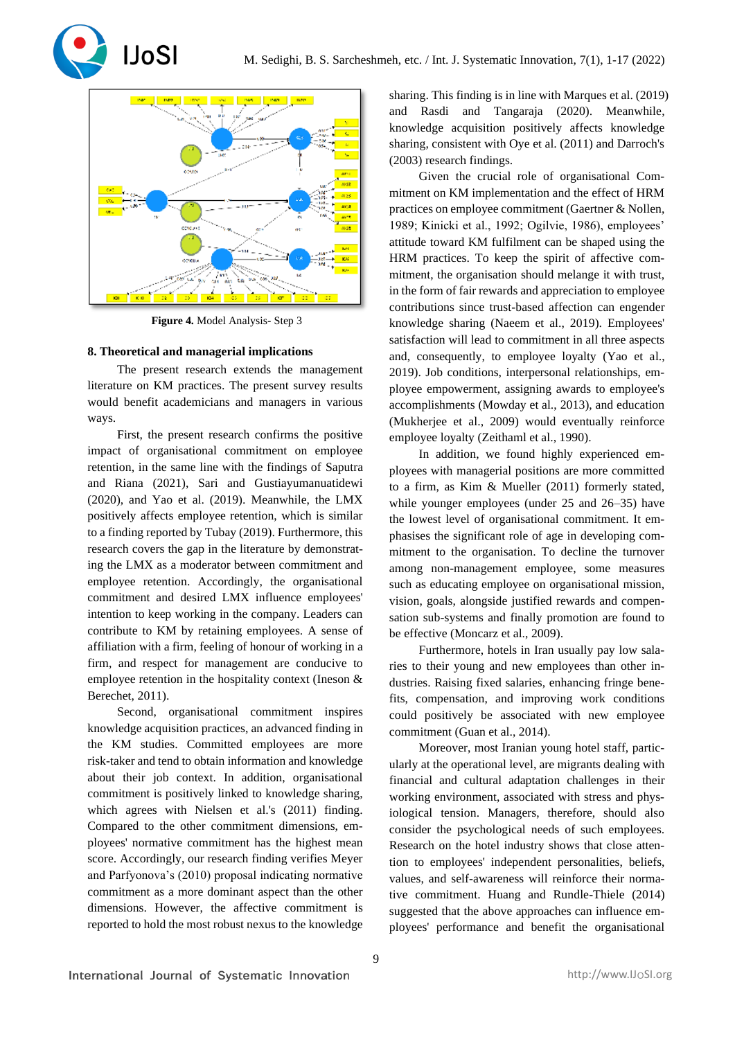**Figure 4.** Model Analysis- Step 3

## 8. Theoretical and managerial implications

The present research extends the management literature on KM practices. The present survey results would benefit academicians and managers in various ways.

First, the present research confirms the positive impact of organisational commitment on employee retention, in the same line with the findings of Saputra and Riana (2021), Sari and Gustiayumanuatidewi (2020), and Yao et al. (2019). Meanwhile, the LMX positively affects employee retention, which is similar to a finding reported by Tubay (2019). Furthermore, this research covers the gap in the literature by demonstrating the LMX as a moderator between commitment and employee retention. Accordingly, the organisational commitment and desired LMX influence employees' intention to keep working in the company. Leaders can contribute to KM by retaining employees. A sense of affiliation with a firm, feeling of honour of working in a firm, and respect for management are conducive to employee retention in the hospitality context (Ineson & Berechet, 2011).

Second, organisational commitment inspires knowledge acquisition practices, an advanced finding in the KM studies. Committed employees are more risk-taker and tend to obtain information and knowledge about their job context. In addition, organisational commitment is positively linked to knowledge sharing, which agrees with Nielsen et al.'s (2011) finding. Compared to the other commitment dimensions, employees' normative commitment has the highest mean score. Accordingly, our research finding verifies Meyer and Parfyonova's (2010) proposal indicating normative commitment as a more dominant aspect than the other dimensions. However, the affective commitment is reported to hold the most robust nexus to the knowledge sharing. This finding is in line with Marques et al. (2019) and Rasdi and Tangaraja (2020). Meanwhile, knowledge acquisition positively affects knowledge sharing, consistent with Oye et al. (2011) and Darroch's (2003) research findings.

Given the crucial role of organisational Commitment on KM implementation and the effect of HRM practices on employee commitment (Gaertner & Nollen, 1989; Kinicki et al., 1992; Ogilvie, 1986), employees' attitude toward KM fulfilment can be shaped using the HRM practices. To keep the spirit of affective commitment, the organisation should melange it with trust, in the form of fair rewards and appreciation to employee contributions since trust-based affection can engender knowledge sharing (Naeem et al., 2019). Employees' satisfaction will lead to commitment in all three aspects and, consequently, to employee loyalty (Yao et al., 2019). Job conditions, interpersonal relationships, employee empowerment, assigning awards to employee's accomplishments (Mowday et al., 2013), and education (Mukherjee et al., 2009) would eventually reinforce employee loyalty (Zeithaml et al., 1990).

In addition, we found highly experienced employees with managerial positions are more committed to a firm, as Kim & Mueller (2011) formerly stated, while younger employees (under 25 and 26–35) have the lowest level of organisational commitment. It emphasises the significant role of age in developing commitment to the organisation. To decline the turnover among non-management employee, some measures such as educating employee on organisational mission, vision, goals, alongside justified rewards and compensation sub-systems and finally promotion are found to be effective (Moncarz et al., 2009).

Furthermore, hotels in Iran usually pay low salaries to their young and new employees than other industries. Raising fixed salaries, enhancing fringe benefits, compensation, and improving work conditions could positively be associated with new employee commitment (Guan et al., 2014).

Moreover, most Iranian young hotel staff, particularly at the operational level, are migrants dealing with financial and cultural adaptation challenges in their working environment, associated with stress and physiological tension. Managers, therefore, should also consider the psychological needs of such employees. Research on the hotel industry shows that close attention to employees' independent personalities, beliefs, values, and self-awareness will reinforce their normative commitment. Huang and Rundle-Thiele (2014) suggested that the above approaches can influence employees' performance and benefit the organisational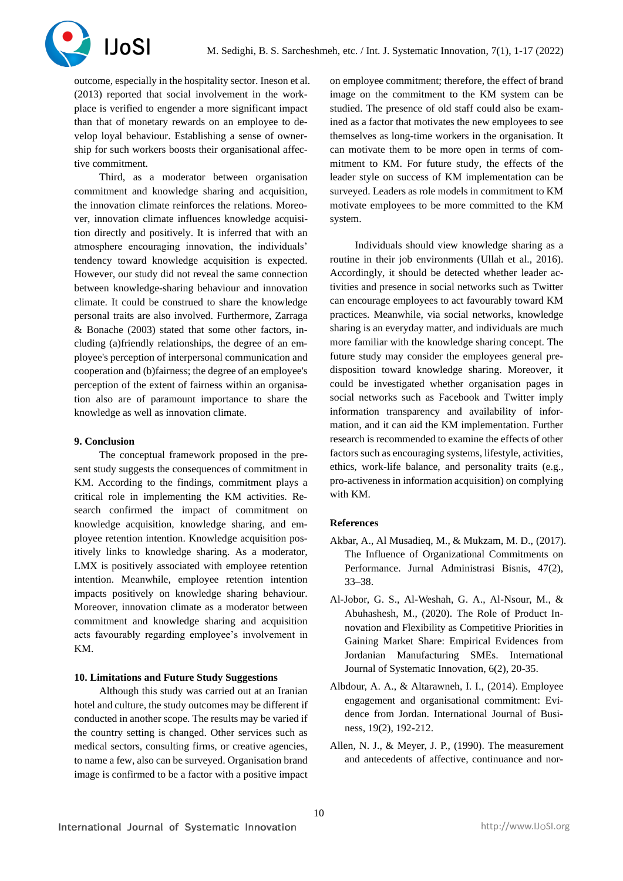outcome, especially in the hospitality sector. Ineson et al. (2013) reported that social involvement in the workplace is verified to engender a more significant impact than that of monetary rewards on an employee to develop loyal behaviour. Establishing a sense of ownership for such workers boosts their organisational affective commitment.

Third, as a moderator between organisation commitment and knowledge sharing and acquisition, the innovation climate reinforces the relations. Moreover, innovation climate influences knowledge acquisition directly and positively. It is inferred that with an atmosphere encouraging innovation, the individuals' tendency toward knowledge acquisition is expected. However, our study did not reveal the same connection between knowledge-sharing behaviour and innovation climate. It could be construed to share the knowledge personal traits are also involved. Furthermore, Zarraga & Bonache (2003) stated that some other factors, including (a)friendly relationships, the degree of an employee's perception of interpersonal communication and cooperation and (b)fairness; the degree of an employee's perception of the extent of fairness within an organisation also are of paramount importance to share the knowledge as well as innovation climate.

## 9. Conclusion

The conceptual framework proposed in the present study suggests the consequences of commitment in KM. According to the findings, commitment plays a critical role in implementing the KM activities. Research confirmed the impact of commitment on knowledge acquisition, knowledge sharing, and employee retention intention. Knowledge acquisition positively links to knowledge sharing. As a moderator, LMX is positively associated with employee retention intention. Meanwhile, employee retention intention impacts positively on knowledge sharing behaviour. Moreover, innovation climate as a moderator between commitment and knowledge sharing and acquisition acts favourably regarding employee's involvement in KM.

## 10. Limitations and Future Study Suggestions

Although this study was carried out at an Iranian hotel and culture, the study outcomes may be different if conducted in another scope. The results may be varied if the country setting is changed. Other services such as medical sectors, consulting firms, or creative agencies, to name a few, also can be surveyed. Organisation brand image is confirmed to be a factor with a positive impact on employee commitment; therefore, the effect of brand image on the commitment to the KM system can be studied. The presence of old staff could also be examined as a factor that motivates the new employees to see themselves as long-time workers in the organisation. It can motivate them to be more open in terms of commitment to KM. For future study, the effects of the leader style on success of KM implementation can be surveyed. Leaders as role models in commitment to KM motivate employees to be more committed to the KM system.

Individuals should view knowledge sharing as a routine in their job environments (Ullah et al., 2016). Accordingly, it should be detected whether leader activities and presence in social networks such as Twitter can encourage employees to act favourably toward KM practices. Meanwhile, via social networks, knowledge sharing is an everyday matter, and individuals are much more familiar with the knowledge sharing concept. The future study may consider the employees general predisposition toward knowledge sharing. Moreover, it could be investigated whether organisation pages in social networks such as Facebook and Twitter imply information transparency and availability of information, and it can aid the KM implementation. Further research is recommended to examine the effects of other factors such as encouraging systems, lifestyle, activities, ethics, work-life balance, and personality traits (e.g., pro-activeness in information acquisition) on complying with KM.

## References

Akbar, A., Al Musadieq, M., & Mukzam, M. D., (2017). The Influence of Organizational Commitments on Performance. Jurnal Administrasi Bisnis, 47(2), 33–38.

Al-Jobor, G. S., Al-Weshah, G. A., Al-Nsour, M., & Abuhashesh, M., (2020). The Role of Product Innovation and Flexibility as Competitive Priorities in Gaining Market Share: Empirical Evidences from Jordanian Manufacturing SMEs. International Journal of Systematic Innovation, 6(2), 20-35.

Albdour, A. A., & Altarawneh, I. I., (2014). Employee engagement and organisational commitment: Evidence from Jordan. International Journal of Business, 19(2), 192-212.

Allen, N. J., & Meyer, J. P., (1990). The measurement and antecedents of affective, continuance and nor-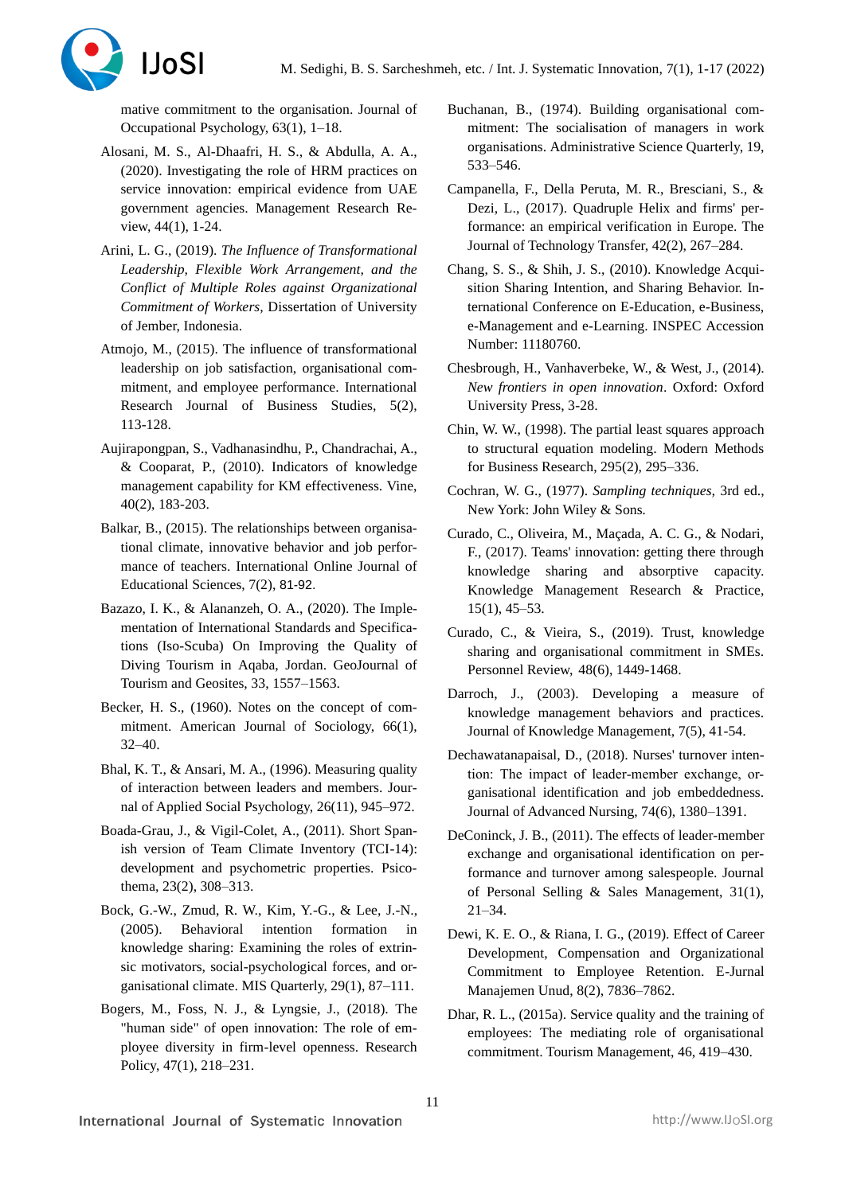mative commitment to the organisation. Journal of Occupational Psychology, 63(1), 1–18.

Alosani, M. S., Al-Dhaafri, H. S., & Abdulla, A. A., (2020). Investigating the role of HRM practices on service innovation: empirical evidence from UAE government agencies. Management Research Review, 44(1), 1-24.

Arini, L. G., (2019). *The Influence of Transformational Leadership, Flexible Work Arrangement, and the Conflict of Multiple Roles against Organizational Commitment of Workers,* Dissertation of University of Jember, Indonesia.

Atmojo, M., (2015). The influence of transformational leadership on job satisfaction, organisational commitment, and employee performance. International Research Journal of Business Studies, 5(2), 113-128.

Aujirapongpan, S., Vadhanasindhu, P., Chandrachai, A., & Cooparat, P., (2010). Indicators of knowledge management capability for KM effectiveness. Vine, 40(2), 183-203.

Balkar, B., (2015). The relationships between organisational climate, innovative behavior and job performance of teachers. International Online Journal of Educational Sciences, 7(2), 81-92.

Bazazo, I. K., & Alananzeh, O. A., (2020). The Implementation of International Standards and Specifications (Iso-Scuba) On Improving the Quality of Diving Tourism in Aqaba, Jordan. GeoJournal of Tourism and Geosites, 33, 1557–1563.

Becker, H. S., (1960). Notes on the concept of commitment. American Journal of Sociology, 66(1), 32–40.

Bhal, K. T., & Ansari, M. A., (1996). Measuring quality of interaction between leaders and members. Journal of Applied Social Psychology, 26(11), 945–972.

Boada-Grau, J., & Vigil-Colet, A., (2011). Short Spanish version of Team Climate Inventory (TCI-14): development and psychometric properties. Psicothema, 23(2), 308–313.

Bock, G.-W., Zmud, R. W., Kim, Y.-G., & Lee, J.-N., (2005). Behavioral intention formation in knowledge sharing: Examining the roles of extrinsic motivators, social-psychological forces, and organisational climate. MIS Quarterly, 29(1), 87–111.

Bogers, M., Foss, N. J., & Lyngsie, J., (2018). The "human side" of open innovation: The role of employee diversity in firm-level openness. Research Policy, 47(1), 218–231.

Buchanan, B., (1974). Building organisational commitment: The socialisation of managers in work organisations. Administrative Science Quarterly, 19, 533–546.

Campanella, F., Della Peruta, M. R., Bresciani, S., & Dezi, L., (2017). Quadruple Helix and firms' performance: an empirical verification in Europe. The Journal of Technology Transfer, 42(2), 267–284.

Chang, S. S., & Shih, J. S., (2010). Knowledge Acquisition Sharing Intention, and Sharing Behavior. International Conference on E-Education, e-Business, e-Management and e-Learning. INSPEC Accession Number: 11180760.

Chesbrough, H., Vanhaverbeke, W., & West, J., (2014). *New frontiers in open innovation*. Oxford: Oxford University Press, 3-28.

Chin, W. W., (1998). The partial least squares approach to structural equation modeling. Modern Methods for Business Research, 295(2), 295–336.

Cochran, W. G., (1977). *Sampling techniques,* 3rd ed., New York: John Wiley & Sons.

Curado, C., Oliveira, M., Maçada, A. C. G., & Nodari, F., (2017). Teams' innovation: getting there through knowledge sharing and absorptive capacity. Knowledge Management Research & Practice, 15(1), 45–53.

Curado, C., & Vieira, S., (2019). Trust, knowledge sharing and organisational commitment in SMEs. Personnel Review, 48(6), 1449-1468.

Darroch, J., (2003). Developing a measure of knowledge management behaviors and practices. Journal of Knowledge Management, 7(5), 41-54.

Dechawatanapaisal, D., (2018). Nurses' turnover intention: The impact of leader-member exchange, organisational identification and job embeddedness. Journal of Advanced Nursing, 74(6), 1380–1391.

DeConinck, J. B., (2011). The effects of leader-member exchange and organisational identification on performance and turnover among salespeople. Journal of Personal Selling & Sales Management, 31(1), 21–34.

Dewi, K. E. O., & Riana, I. G., (2019). Effect of Career Development, Compensation and Organizational Commitment to Employee Retention. E-Jurnal Manajemen Unud, 8(2), 7836–7862.

Dhar, R. L., (2015a). Service quality and the training of employees: The mediating role of organisational commitment. Tourism Management, 46, 419–430.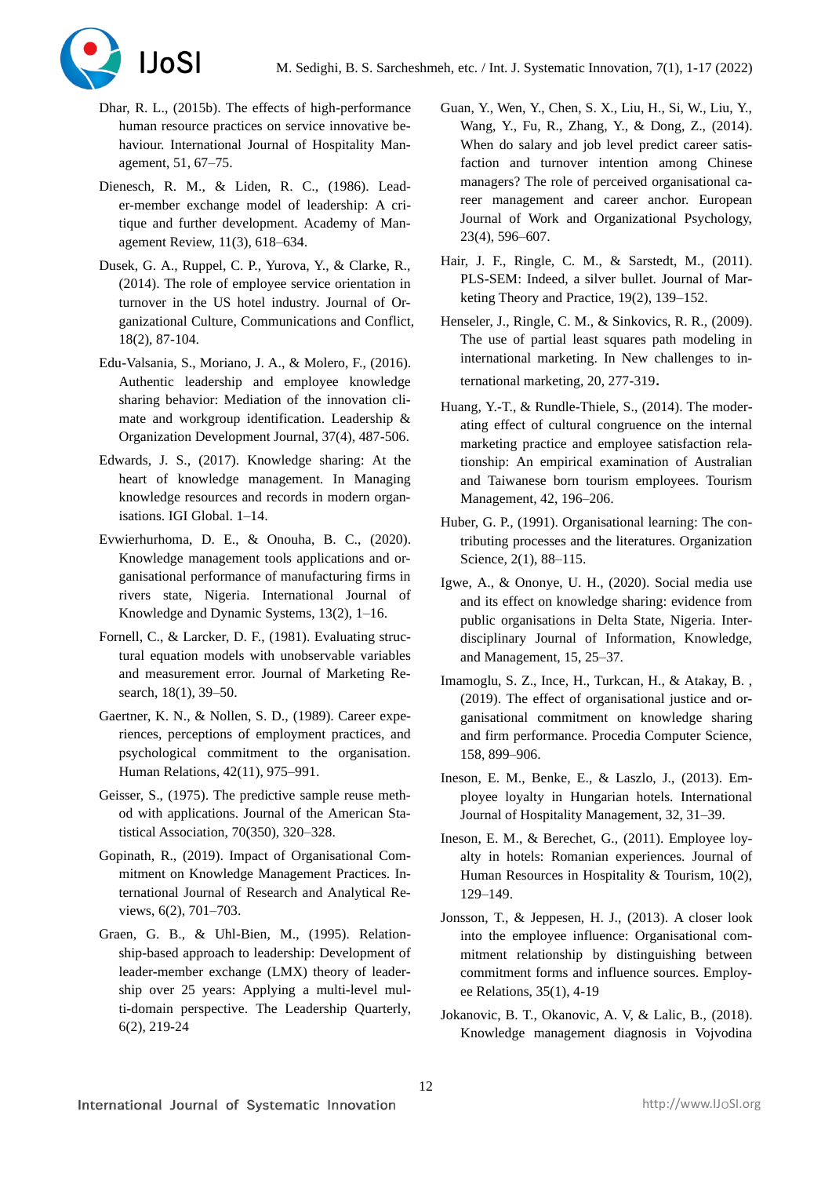Dhar, R. L., (2015b). The effects of high-performance human resource practices on service innovative behaviour. International Journal of Hospitality Management, 51, 67–75.

Dienesch, R. M., & Liden, R. C., (1986). Leader-member exchange model of leadership: A critique and further development. Academy of Management Review, 11(3), 618–634.

Dusek, G. A., Ruppel, C. P., Yurova, Y., & Clarke, R., (2014). The role of employee service orientation in turnover in the US hotel industry. Journal of Organizational Culture, Communications and Conflict, 18(2), 87-104.

Edu-Valsania, S., Moriano, J. A., & Molero, F., (2016). Authentic leadership and employee knowledge sharing behavior: Mediation of the innovation climate and workgroup identification. Leadership & Organization Development Journal, 37(4), 487-506.

Edwards, J. S., (2017). Knowledge sharing: At the heart of knowledge management. In Managing knowledge resources and records in modern organisations. IGI Global. 1–14.

Evwierhurhoma, D. E., & Onouha, B. C., (2020). Knowledge management tools applications and organisational performance of manufacturing firms in rivers state, Nigeria. International Journal of Knowledge and Dynamic Systems, 13(2), 1–16.

Fornell, C., & Larcker, D. F., (1981). Evaluating structural equation models with unobservable variables and measurement error. Journal of Marketing Research, 18(1), 39–50.

Gaertner, K. N., & Nollen, S. D., (1989). Career experiences, perceptions of employment practices, and psychological commitment to the organisation. Human Relations, 42(11), 975–991.

Geisser, S., (1975). The predictive sample reuse method with applications. Journal of the American Statistical Association, 70(350), 320–328.

Gopinath, R., (2019). Impact of Organisational Commitment on Knowledge Management Practices. International Journal of Research and Analytical Reviews, 6(2), 701–703.

Graen, G. B., & Uhl-Bien, M., (1995). Relationship-based approach to leadership: Development of leader-member exchange (LMX) theory of leadership over 25 years: Applying a multi-level multi-domain perspective. The Leadership Quarterly, 6(2), 219-24

Guan, Y., Wen, Y., Chen, S. X., Liu, H., Si, W., Liu, Y., Wang, Y., Fu, R., Zhang, Y., & Dong, Z., (2014). When do salary and job level predict career satisfaction and turnover intention among Chinese managers? The role of perceived organisational career management and career anchor. European Journal of Work and Organizational Psychology, 23(4), 596–607.

Hair, J. F., Ringle, C. M., & Sarstedt, M., (2011). PLS-SEM: Indeed, a silver bullet. Journal of Marketing Theory and Practice, 19(2), 139–152.

Henseler, J., Ringle, C. M., & Sinkovics, R. R., (2009). The use of partial least squares path modeling in international marketing. In New challenges to international marketing, 20, 277-319.

Huang, Y.-T., & Rundle-Thiele, S., (2014). The moderating effect of cultural congruence on the internal marketing practice and employee satisfaction relationship: An empirical examination of Australian and Taiwanese born tourism employees. Tourism Management, 42, 196–206.

Huber, G. P., (1991). Organisational learning: The contributing processes and the literatures. Organization Science, 2(1), 88–115.

Igwe, A., & Ononye, U. H., (2020). Social media use and its effect on knowledge sharing: evidence from public organisations in Delta State, Nigeria. Interdisciplinary Journal of Information, Knowledge, and Management, 15, 25–37.

Imamoglu, S. Z., Ince, H., Turkcan, H., & Atakay, B. , (2019). The effect of organisational justice and organisational commitment on knowledge sharing and firm performance. Procedia Computer Science, 158, 899–906.

Ineson, E. M., Benke, E., & Laszlo, J., (2013). Employee loyalty in Hungarian hotels. International Journal of Hospitality Management, 32, 31–39.

Ineson, E. M., & Berechet, G., (2011). Employee loyalty in hotels: Romanian experiences. Journal of Human Resources in Hospitality & Tourism, 10(2), 129–149.

Jonsson, T., & Jeppesen, H. J., (2013). A closer look into the employee influence: Organisational commitment relationship by distinguishing between commitment forms and influence sources. Employee Relations, 35(1), 4-19

Jokanovic, B. T., Okanovic, A. V, & Lalic, B., (2018). Knowledge management diagnosis in Vojvodina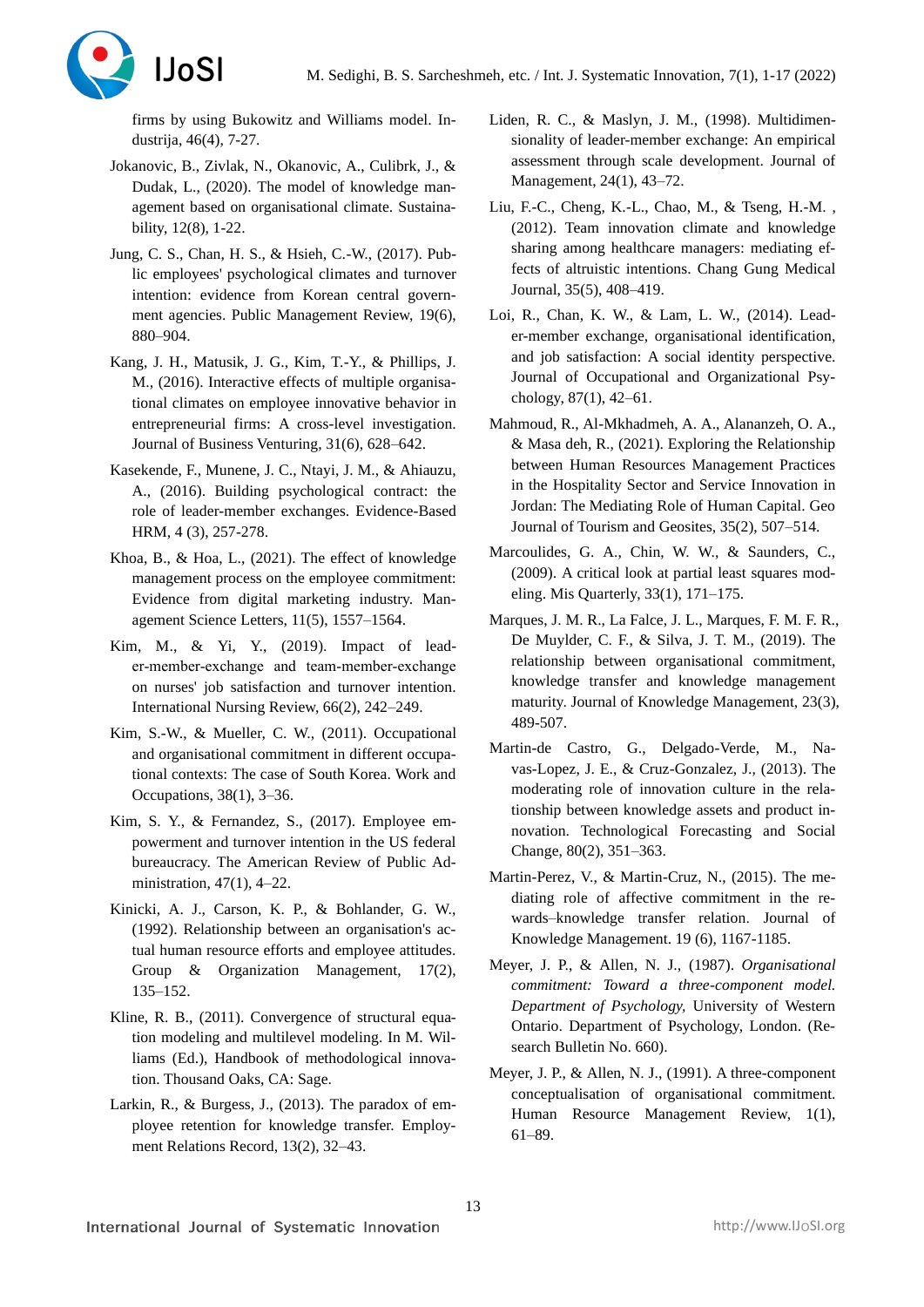firms by using Bukowitz and Williams model. Industrija, 46(4), 7-27.

Jokanovic, B., Zivlak, N., Okanovic, A., Culibrk, J., & Dudak, L., (2020). The model of knowledge management based on organisational climate. Sustainability, 12(8), 1-22.

Jung, C. S., Chan, H. S., & Hsieh, C.-W., (2017). Public employees' psychological climates and turnover intention: evidence from Korean central government agencies. Public Management Review, 19(6), 880–904.

Kang, J. H., Matusik, J. G., Kim, T.-Y., & Phillips, J. M., (2016). Interactive effects of multiple organisational climates on employee innovative behavior in entrepreneurial firms: A cross-level investigation. Journal of Business Venturing, 31(6), 628–642.

Kasekende, F., Munene, J. C., Ntayi, J. M., & Ahiauzu, A., (2016). Building psychological contract: the role of leader-member exchanges. Evidence-Based HRM, 4 (3), 257-278.

Khoa, B., & Hoa, L., (2021). The effect of knowledge management process on the employee commitment: Evidence from digital marketing industry. Management Science Letters, 11(5), 1557–1564.

Kim, M., & Yi, Y., (2019). Impact of leader-member-exchange and team-member-exchange on nurses' job satisfaction and turnover intention. International Nursing Review, 66(2), 242–249.

Kim, S.-W., & Mueller, C. W., (2011). Occupational and organisational commitment in different occupational contexts: The case of South Korea. Work and Occupations, 38(1), 3–36.

Kim, S. Y., & Fernandez, S., (2017). Employee empowerment and turnover intention in the US federal bureaucracy. The American Review of Public Administration, 47(1), 4–22.

Kinicki, A. J., Carson, K. P., & Bohlander, G. W., (1992). Relationship between an organisation's actual human resource efforts and employee attitudes. Group & Organization Management, 17(2), 135–152.

Kline, R. B., (2011). Convergence of structural equation modeling and multilevel modeling. In M. Williams (Ed.), Handbook of methodological innovation. Thousand Oaks, CA: Sage.

Larkin, R., & Burgess, J., (2013). The paradox of employee retention for knowledge transfer. Employment Relations Record, 13(2), 32–43.

Liden, R. C., & Maslyn, J. M., (1998). Multidimensionality of leader-member exchange: An empirical assessment through scale development. Journal of Management, 24(1), 43–72.

Liu, F.-C., Cheng, K.-L., Chao, M., & Tseng, H.-M. , (2012). Team innovation climate and knowledge sharing among healthcare managers: mediating effects of altruistic intentions. Chang Gung Medical Journal, 35(5), 408–419.

Loi, R., Chan, K. W., & Lam, L. W., (2014). Leader-member exchange, organisational identification, and job satisfaction: A social identity perspective. Journal of Occupational and Organizational Psychology, 87(1), 42–61.

Mahmoud, R., Al-Mkhadmeh, A. A., Alananzeh, O. A., & Masa deh, R., (2021). Exploring the Relationship between Human Resources Management Practices in the Hospitality Sector and Service Innovation in Jordan: The Mediating Role of Human Capital. Geo Journal of Tourism and Geosites, 35(2), 507–514.

Marcoulides, G. A., Chin, W. W., & Saunders, C., (2009). A critical look at partial least squares modeling. Mis Quarterly, 33(1), 171–175.

Marques, J. M. R., La Falce, J. L., Marques, F. M. F. R., De Muylder, C. F., & Silva, J. T. M., (2019). The relationship between organisational commitment, knowledge transfer and knowledge management maturity. Journal of Knowledge Management, 23(3), 489-507.

Martin-de Castro, G., Delgado-Verde, M., Navas-Lopez, J. E., & Cruz-Gonzalez, J., (2013). The moderating role of innovation culture in the relationship between knowledge assets and product innovation. Technological Forecasting and Social Change, 80(2), 351–363.

Martin-Perez, V., & Martin-Cruz, N., (2015). The mediating role of affective commitment in the rewards–knowledge transfer relation. Journal of Knowledge Management. 19 (6), 1167-1185.

Meyer, J. P., & Allen, N. J., (1987). *Organisational commitment: Toward a three-component model. Department of Psychology,* University of Western Ontario. Department of Psychology, London. (Research Bulletin No. 660).

Meyer, J. P., & Allen, N. J., (1991). A three-component conceptualisation of organisational commitment. Human Resource Management Review, 1(1), 61–89.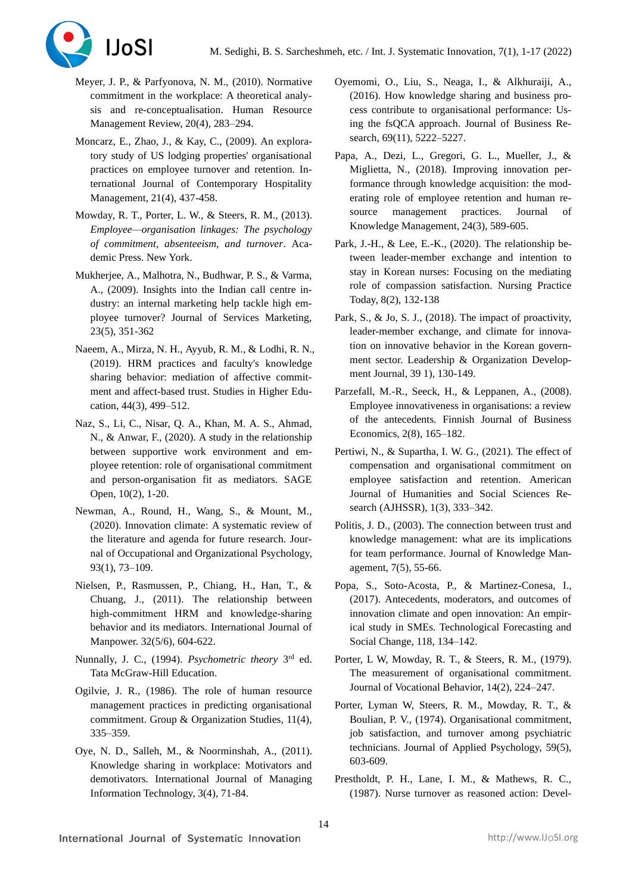Meyer, J. P., & Parfyonova, N. M., (2010). Normative commitment in the workplace: A theoretical analysis and re-conceptualisation. Human Resource Management Review, 20(4), 283–294.

Moncarz, E., Zhao, J., & Kay, C., (2009). An exploratory study of US lodging properties' organisational practices on employee turnover and retention. International Journal of Contemporary Hospitality Management, 21(4), 437-458.

Mowday, R. T., Porter, L. W., & Steers, R. M., (2013). *Employee—organisation linkages: The psychology of commitment, absenteeism, and turnover*. Academic Press. New York.

Mukherjee, A., Malhotra, N., Budhwar, P. S., & Varma, A., (2009). Insights into the Indian call centre industry: an internal marketing help tackle high employee turnover? Journal of Services Marketing, 23(5), 351-362

Naeem, A., Mirza, N. H., Ayyub, R. M., & Lodhi, R. N., (2019). HRM practices and faculty's knowledge sharing behavior: mediation of affective commitment and affect-based trust. Studies in Higher Education, 44(3), 499–512.

Naz, S., Li, C., Nisar, Q. A., Khan, M. A. S., Ahmad, N., & Anwar, F., (2020). A study in the relationship between supportive work environment and employee retention: role of organisational commitment and person-organisation fit as mediators. SAGE Open, 10(2), 1-20.

Newman, A., Round, H., Wang, S., & Mount, M., (2020). Innovation climate: A systematic review of the literature and agenda for future research. Journal of Occupational and Organizational Psychology, 93(1), 73–109.

Nielsen, P., Rasmussen, P., Chiang, H., Han, T., & Chuang, J., (2011). The relationship between high-commitment HRM and knowledge-sharing behavior and its mediators. International Journal of Manpower. 32(5/6), 604-622.

Nunnally, J. C., (1994). *Psychometric theory* 3rd ed. Tata McGraw-Hill Education.

Ogilvie, J. R., (1986). The role of human resource management practices in predicting organisational commitment. Group & Organization Studies, 11(4), 335–359.

Oye, N. D., Salleh, M., & Noorminshah, A., (2011). Knowledge sharing in workplace: Motivators and demotivators. International Journal of Managing Information Technology, 3(4), 71-84.

Oyemomi, O., Liu, S., Neaga, I., & Alkhuraiji, A., (2016). How knowledge sharing and business process contribute to organisational performance: Using the fsQCA approach. Journal of Business Research, 69(11), 5222–5227.

Papa, A., Dezi, L., Gregori, G. L., Mueller, J., & Miglietta, N., (2018). Improving innovation performance through knowledge acquisition: the moderating role of employee retention and human resource management practices. Journal of Knowledge Management, 24(3), 589-605.

Park, J.-H., & Lee, E.-K., (2020). The relationship between leader-member exchange and intention to stay in Korean nurses: Focusing on the mediating role of compassion satisfaction. Nursing Practice Today, 8(2), 132-138

Park, S., & Jo, S. J., (2018). The impact of proactivity, leader-member exchange, and climate for innovation on innovative behavior in the Korean government sector. Leadership & Organization Development Journal, 39 1), 130-149.

Parzefall, M.-R., Seeck, H., & Leppanen, A., (2008). Employee innovativeness in organisations: a review of the antecedents. Finnish Journal of Business Economics, 2(8), 165–182.

Pertiwi, N., & Supartha, I. W. G., (2021). The effect of compensation and organisational commitment on employee satisfaction and retention. American Journal of Humanities and Social Sciences Research (AJHSSR), 1(3), 333–342.

Politis, J. D., (2003). The connection between trust and knowledge management: what are its implications for team performance. Journal of Knowledge Management, 7(5), 55-66.

Popa, S., Soto-Acosta, P., & Martinez-Conesa, I., (2017). Antecedents, moderators, and outcomes of innovation climate and open innovation: An empirical study in SMEs. Technological Forecasting and Social Change, 118, 134–142.

Porter, L W, Mowday, R. T., & Steers, R. M., (1979). The measurement of organisational commitment. Journal of Vocational Behavior, 14(2), 224–247.

Porter, Lyman W, Steers, R. M., Mowday, R. T., & Boulian, P. V., (1974). Organisational commitment, job satisfaction, and turnover among psychiatric technicians. Journal of Applied Psychology, 59(5), 603-609.

Prestholdt, P. H., Lane, I. M., & Mathews, R. C., (1987). Nurse turnover as reasoned action: Devel-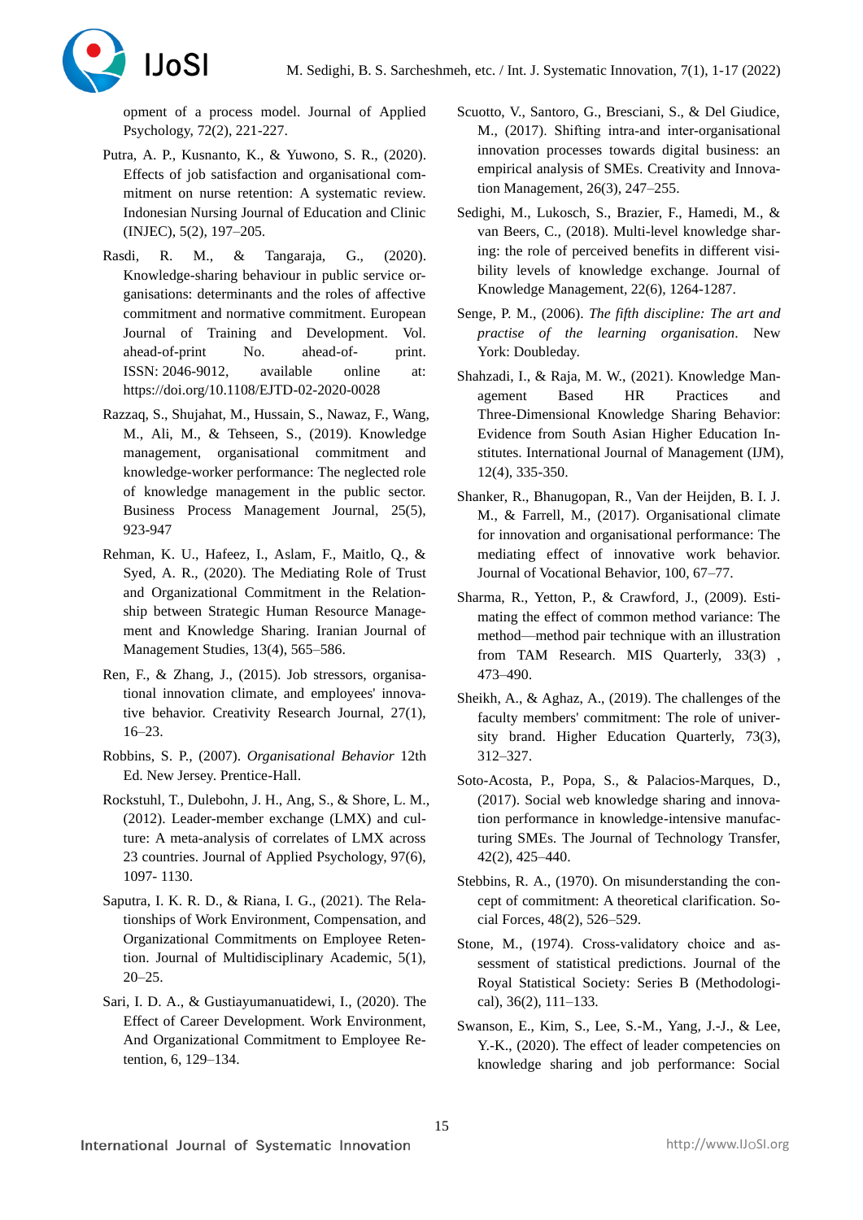opment of a process model. Journal of Applied Psychology, 72(2), 221-227.

Putra, A. P., Kusnanto, K., & Yuwono, S. R., (2020). Effects of job satisfaction and organisational commitment on nurse retention: A systematic review. Indonesian Nursing Journal of Education and Clinic (INJEC), 5(2), 197–205.

Rasdi, R. M., & Tangaraja, G., (2020). Knowledge-sharing behaviour in public service organisations: determinants and the roles of affective commitment and normative commitment. European Journal of Training and Development. Vol. ahead-of-print No. ahead-of- print. ISSN: 2046-9012, available online at: https://doi.org/10.1108/EJTD-02-2020-0028

Razzaq, S., Shujahat, M., Hussain, S., Nawaz, F., Wang, M., Ali, M., & Tehseen, S., (2019). Knowledge management, organisational commitment and knowledge-worker performance: The neglected role of knowledge management in the public sector. Business Process Management Journal, 25(5), 923-947

Rehman, K. U., Hafeez, I., Aslam, F., Maitlo, Q., & Syed, A. R., (2020). The Mediating Role of Trust and Organizational Commitment in the Relationship between Strategic Human Resource Management and Knowledge Sharing. Iranian Journal of Management Studies, 13(4), 565–586.

Ren, F., & Zhang, J., (2015). Job stressors, organisational innovation climate, and employees' innovative behavior. Creativity Research Journal, 27(1), 16–23.

Robbins, S. P., (2007). *Organisational Behavior* 12th Ed. New Jersey. Prentice-Hall.

Rockstuhl, T., Dulebohn, J. H., Ang, S., & Shore, L. M., (2012). Leader-member exchange (LMX) and culture: A meta-analysis of correlates of LMX across 23 countries. Journal of Applied Psychology, 97(6), 1097- 1130.

Saputra, I. K. R. D., & Riana, I. G., (2021). The Relationships of Work Environment, Compensation, and Organizational Commitments on Employee Retention. Journal of Multidisciplinary Academic, 5(1), 20–25.

Sari, I. D. A., & Gustiayumanuatidewi, I., (2020). The Effect of Career Development. Work Environment, And Organizational Commitment to Employee Retention, 6, 129–134.

Scuotto, V., Santoro, G., Bresciani, S., & Del Giudice, M., (2017). Shifting intra-and inter-organisational innovation processes towards digital business: an empirical analysis of SMEs. Creativity and Innovation Management, 26(3), 247–255.

Sedighi, M., Lukosch, S., Brazier, F., Hamedi, M., & van Beers, C., (2018). Multi-level knowledge sharing: the role of perceived benefits in different visibility levels of knowledge exchange. Journal of Knowledge Management, 22(6), 1264-1287.

Senge, P. M., (2006). *The fifth discipline: The art and practise of the learning organisation*. New York: Doubleday.

Shahzadi, I., & Raja, M. W., (2021). Knowledge Management Based HR Practices and Three-Dimensional Knowledge Sharing Behavior: Evidence from South Asian Higher Education Institutes. International Journal of Management (IJM), 12(4), 335-350.

Shanker, R., Bhanugopan, R., Van der Heijden, B. I. J. M., & Farrell, M., (2017). Organisational climate for innovation and organisational performance: The mediating effect of innovative work behavior. Journal of Vocational Behavior, 100, 67–77.

Sharma, R., Yetton, P., & Crawford, J., (2009). Estimating the effect of common method variance: The method—method pair technique with an illustration from TAM Research. MIS Quarterly, 33(3) , 473–490.

Sheikh, A., & Aghaz, A., (2019). The challenges of the faculty members' commitment: The role of university brand. Higher Education Quarterly, 73(3), 312–327.

Soto-Acosta, P., Popa, S., & Palacios-Marques, D., (2017). Social web knowledge sharing and innovation performance in knowledge-intensive manufacturing SMEs. The Journal of Technology Transfer, 42(2), 425–440.

Stebbins, R. A., (1970). On misunderstanding the concept of commitment: A theoretical clarification. Social Forces, 48(2), 526–529.

Stone, M., (1974). Cross-validatory choice and assessment of statistical predictions. Journal of the Royal Statistical Society: Series B (Methodological), 36(2), 111–133.

Swanson, E., Kim, S., Lee, S.-M., Yang, J.-J., & Lee, Y.-K., (2020). The effect of leader competencies on knowledge sharing and job performance: Social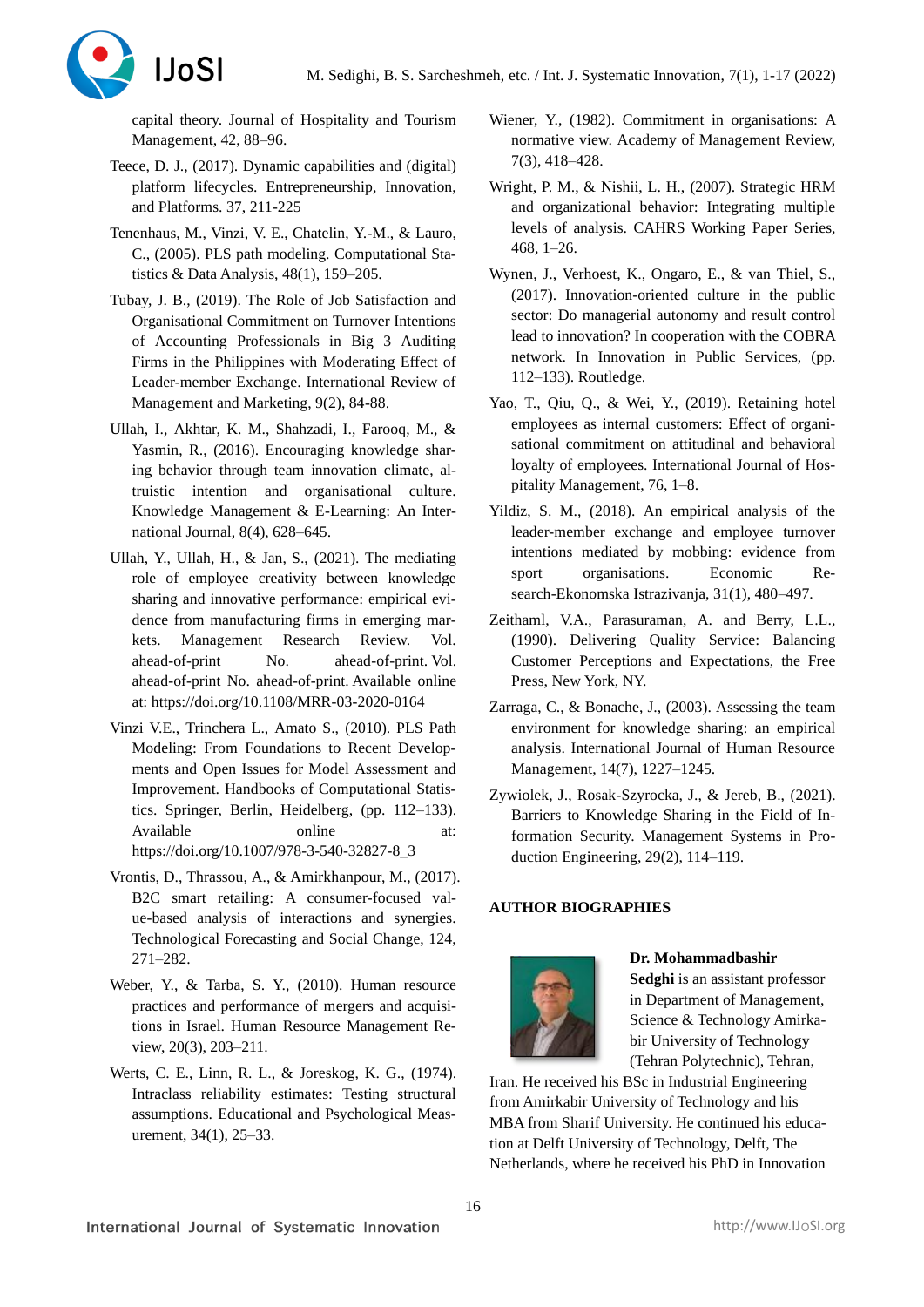capital theory. Journal of Hospitality and Tourism Management, 42, 88–96.

Teece, D. J., (2017). Dynamic capabilities and (digital) platform lifecycles. Entrepreneurship, Innovation, and Platforms. 37, 211-225

Tenenhaus, M., Vinzi, V. E., Chatelin, Y.-M., & Lauro, C., (2005). PLS path modeling. Computational Statistics & Data Analysis, 48(1), 159–205.

Tubay, J. B., (2019). The Role of Job Satisfaction and Organisational Commitment on Turnover Intentions of Accounting Professionals in Big 3 Auditing Firms in the Philippines with Moderating Effect of Leader-member Exchange. International Review of Management and Marketing, 9(2), 84-88.

Ullah, I., Akhtar, K. M., Shahzadi, I., Farooq, M., & Yasmin, R., (2016). Encouraging knowledge sharing behavior through team innovation climate, altruistic intention and organisational culture. Knowledge Management & E-Learning: An International Journal, 8(4), 628–645.

Ullah, Y., Ullah, H., & Jan, S., (2021). The mediating role of employee creativity between knowledge sharing and innovative performance: empirical evidence from manufacturing firms in emerging markets. Management Research Review. Vol. ahead-of-print No. ahead-of-print. Vol. ahead-of-print No. ahead-of-print. Available online at: https://doi.org/10.1108/MRR-03-2020-0164

Vinzi V.E., Trinchera L., Amato S., (2010). PLS Path Modeling: From Foundations to Recent Developments and Open Issues for Model Assessment and Improvement. Handbooks of Computational Statistics. Springer, Berlin, Heidelberg, (pp. 112–133). Available online at: https://doi.org/10.1007/978-3-540-32827-8_3

Vrontis, D., Thrassou, A., & Amirkhanpour, M., (2017). B2C smart retailing: A consumer-focused value-based analysis of interactions and synergies. Technological Forecasting and Social Change, 124, 271–282.

Weber, Y., & Tarba, S. Y., (2010). Human resource practices and performance of mergers and acquisitions in Israel. Human Resource Management Review, 20(3), 203–211.

Werts, C. E., Linn, R. L., & Joreskog, K. G., (1974). Intraclass reliability estimates: Testing structural assumptions. Educational and Psychological Measurement, 34(1), 25–33.

Wiener, Y., (1982). Commitment in organisations: A normative view. Academy of Management Review, 7(3), 418–428.

Wright, P. M., & Nishii, L. H., (2007). Strategic HRM and organizational behavior: Integrating multiple levels of analysis. CAHRS Working Paper Series, 468, 1–26.

Wynen, J., Verhoest, K., Ongaro, E., & van Thiel, S., (2017). Innovation-oriented culture in the public sector: Do managerial autonomy and result control lead to innovation? In cooperation with the COBRA network. In Innovation in Public Services, (pp. 112–133). Routledge.

Yao, T., Qiu, Q., & Wei, Y., (2019). Retaining hotel employees as internal customers: Effect of organisational commitment on attitudinal and behavioral loyalty of employees. International Journal of Hospitality Management, 76, 1–8.

Yildiz, S. M., (2018). An empirical analysis of the leader-member exchange and employee turnover intentions mediated by mobbing: evidence from sport organisations. Economic Research-Ekonomska Istrazivanja, 31(1), 480–497.

Zeithaml, V.A., Parasuraman, A. and Berry, L.L., (1990). Delivering Quality Service: Balancing Customer Perceptions and Expectations, the Free Press, New York, NY.

Zarraga, C., & Bonache, J., (2003). Assessing the team environment for knowledge sharing: an empirical analysis. International Journal of Human Resource Management, 14(7), 1227–1245.

Zywiolek, J., Rosak-Szyrocka, J., & Jereb, B., (2021). Barriers to Knowledge Sharing in the Field of Information Security. Management Systems in Production Engineering, 29(2), 114–119.

## AUTHOR BIOGRAPHIES

**Dr. Mohammadbashir Sedghi** is an assistant professor in Department of Management, Science & Technology Amirkabir University of Technology (Tehran Polytechnic), Tehran, Iran. He received his BSc in Industrial Engineering from Amirkabir University of Technology and his MBA from Sharif University. He continued his education at Delft University of Technology, Delft, The Netherlands, where he received his PhD in Innovation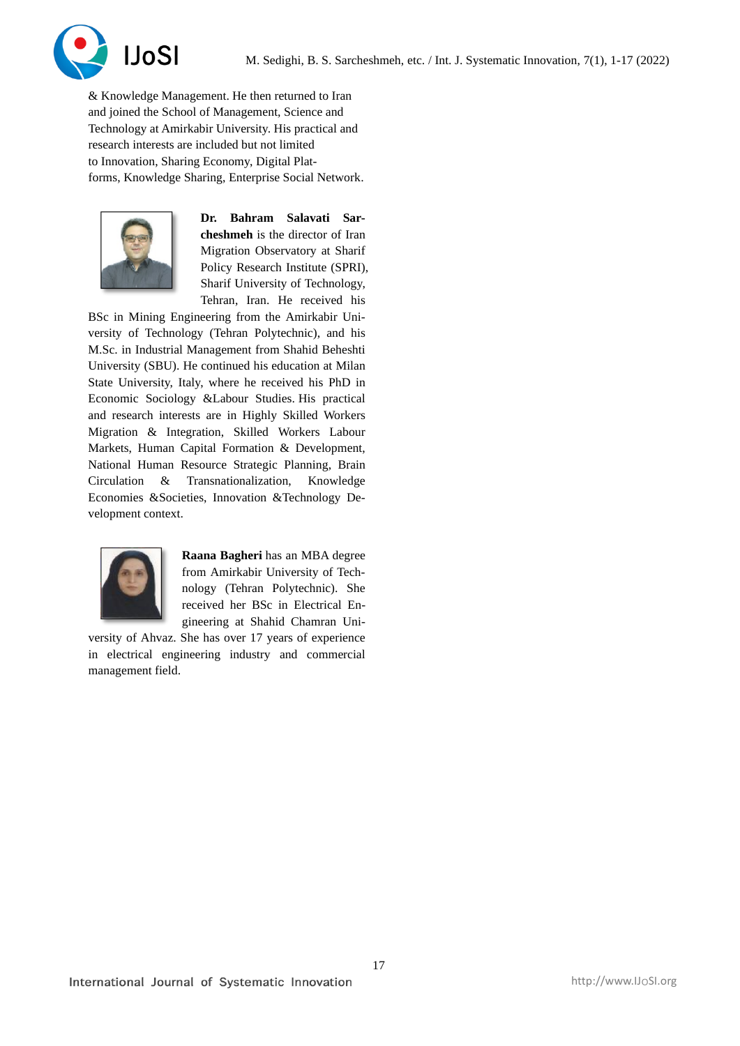& Knowledge Management. He then returned to Iran and joined the School of Management, Science and Technology at Amirkabir University. His practical and research interests are included but not limited to Innovation, Sharing Economy, Digital Platforms, Knowledge Sharing, Enterprise Social Network.

**Dr. Bahram Salavati Sarcheshmeh** is the director of Iran Migration Observatory at Sharif Policy Research Institute (SPRI), Sharif University of Technology, Tehran, Iran. He received his BSc in Mining Engineering from the Amirkabir University of Technology (Tehran Polytechnic), and his M.Sc. in Industrial Management from Shahid Beheshti University (SBU). He continued his education at Milan State University, Italy, where he received his PhD in Economic Sociology &Labour Studies. His practical and research interests are in Highly Skilled Workers Migration & Integration, Skilled Workers Labour Markets, Human Capital Formation & Development, National Human Resource Strategic Planning, Brain Circulation & Transnationalization, Knowledge Economies &Societies, Innovation &Technology Development context.

**Raana Bagheri** has an MBA degree from Amirkabir University of Technology (Tehran Polytechnic). She received her BSc in Electrical Engineering at Shahid Chamran University of Ahvaz. She has over 17 years of experience in electrical engineering industry and commercial management field.